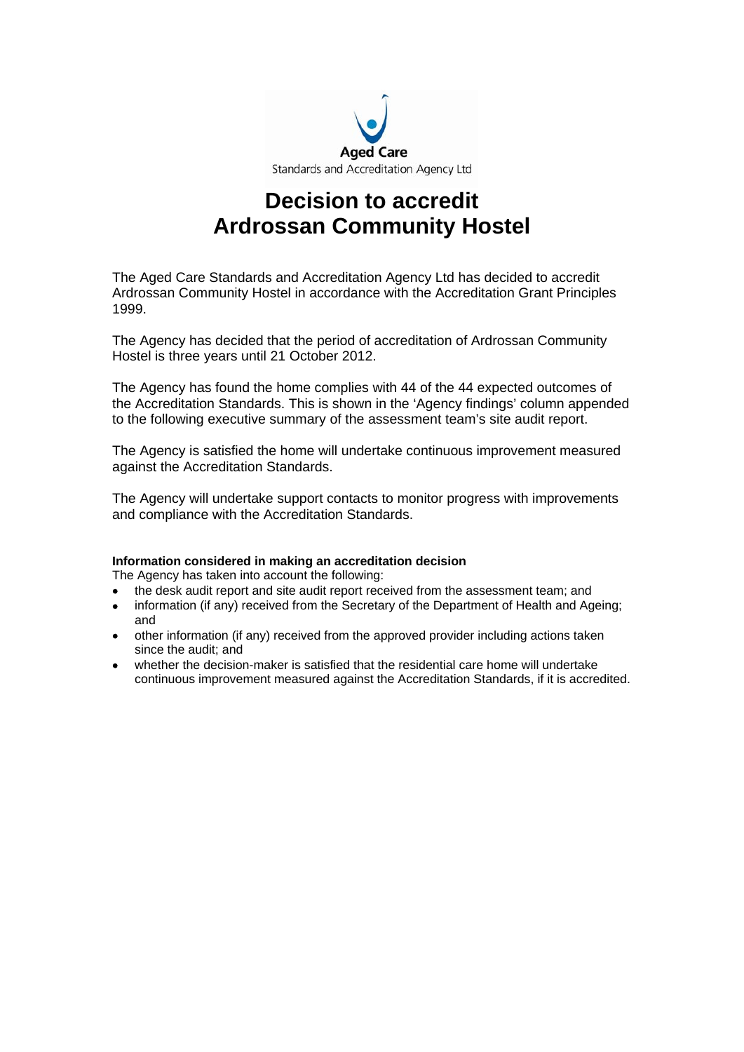Aged Care
Standards and Accreditation Agency Ltd

# Decision to accredit Ardrossan Community Hostel

The Aged Care Standards and Accreditation Agency Ltd has decided to accredit Ardrossan Community Hostel in accordance with the Accreditation Grant Principles 1999.

The Agency has decided that the period of accreditation of Ardrossan Community Hostel is three years until 21 October 2012.

The Agency has found the home complies with 44 of the 44 expected outcomes of the Accreditation Standards. This is shown in the 'Agency findings' column appended to the following executive summary of the assessment team's site audit report.

The Agency is satisfied the home will undertake continuous improvement measured against the Accreditation Standards.

The Agency will undertake support contacts to monitor progress with improvements and compliance with the Accreditation Standards.

**Information considered in making an accreditation decision**

The Agency has taken into account the following:

- the desk audit report and site audit report received from the assessment team; and
- information (if any) received from the Secretary of the Department of Health and Ageing; and
- other information (if any) received from the approved provider including actions taken since the audit; and
- whether the decision-maker is satisfied that the residential care home will undertake continuous improvement measured against the Accreditation Standards, if it is accredited.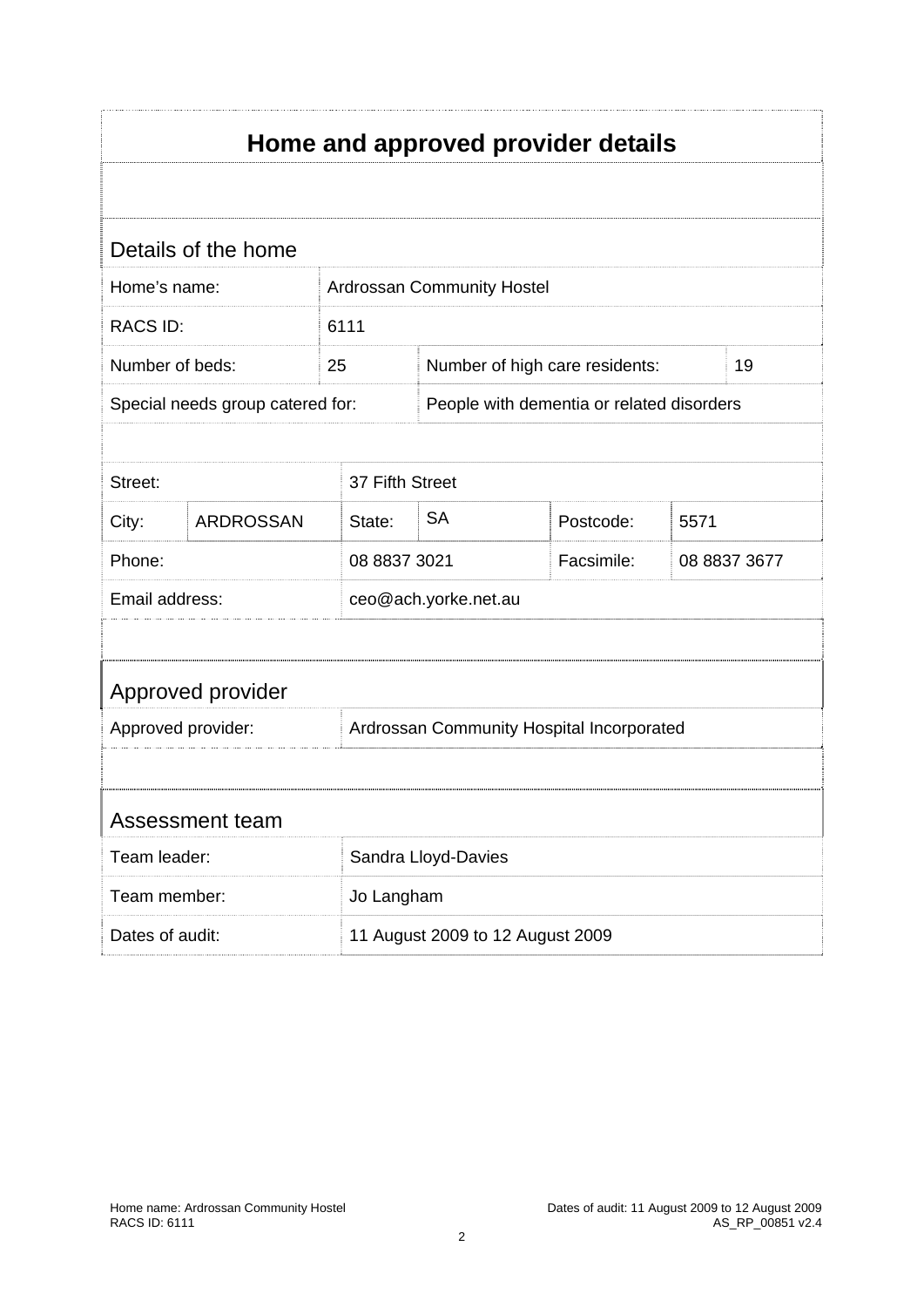# Home and approved provider details

## Details of the home

| | | | |
|---|---|---|---|
| Home's name: | Ardrossan Community Hostel | | |
| RACS ID: | 6111 | | |
| Number of beds: | 25 | Number of high care residents: | 19 |
| Special needs group catered for: | | People with dementia or related disorders | |

| | | | | | |
|---|---|---|---|---|---|
| Street: | | 37 Fifth Street | | | |
| City: | ARDROSSAN | State: | SA | Postcode: | 5571 |
| Phone: | | 08 8837 3021 | | Facsimile: | 08 8837 3677 |
| Email address: | | ceo@ach.yorke.net.au | | | |

## Approved provider

| | |
|---|---|
| Approved provider: | Ardrossan Community Hospital Incorporated |

## Assessment team

| | |
|---|---|
| Team leader: | Sandra Lloyd-Davies |
| Team member: | Jo Langham |
| Dates of audit: | 11 August 2009 to 12 August 2009 |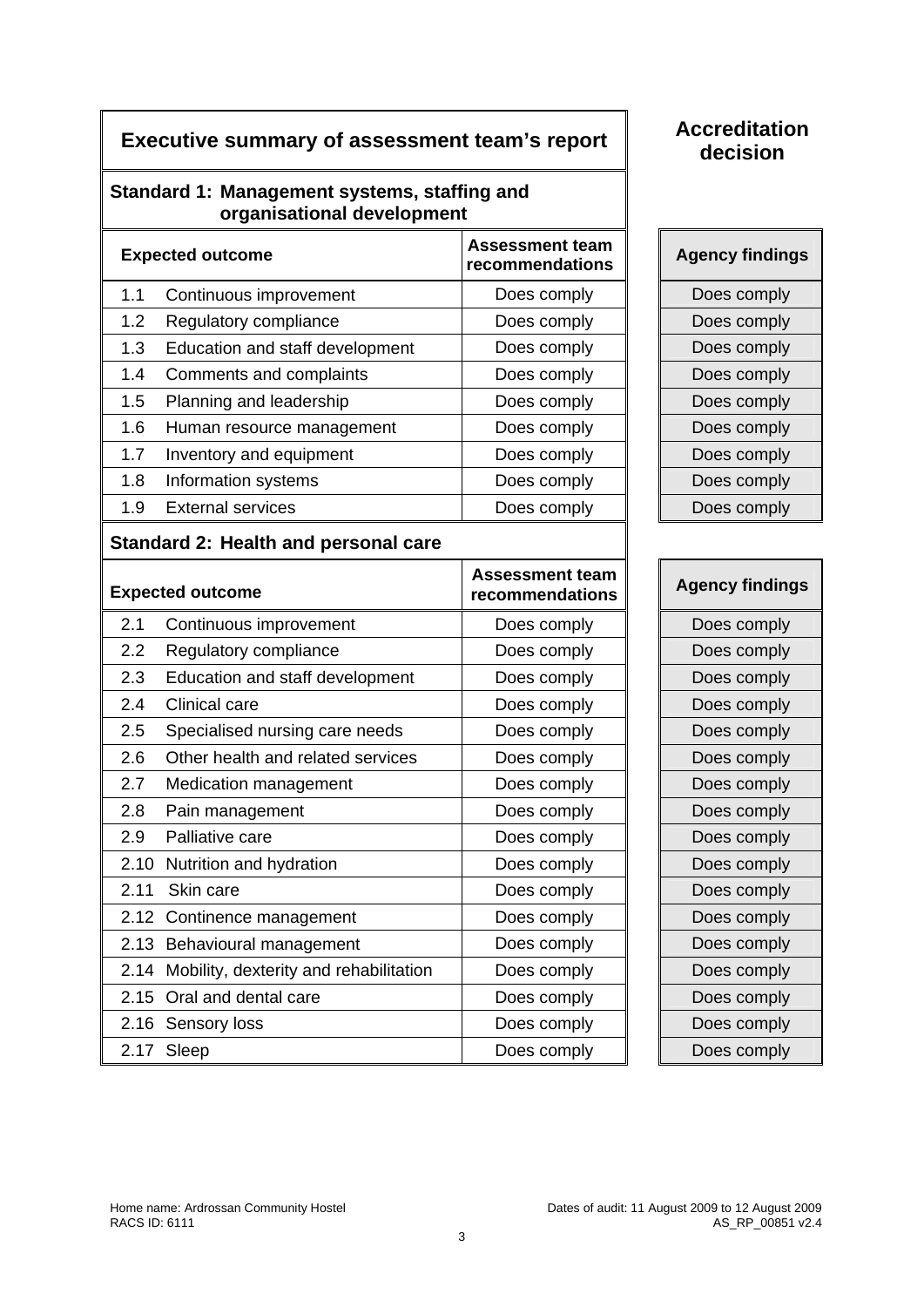## Executive summary of assessment team's report

## Accreditation decision

### Standard 1: Management systems, staffing and organisational development

| Expected outcome | | Assessment team recommendations | Agency findings |
|---|---|---|---|
| 1.1 | Continuous improvement | Does comply | Does comply |
| 1.2 | Regulatory compliance | Does comply | Does comply |
| 1.3 | Education and staff development | Does comply | Does comply |
| 1.4 | Comments and complaints | Does comply | Does comply |
| 1.5 | Planning and leadership | Does comply | Does comply |
| 1.6 | Human resource management | Does comply | Does comply |
| 1.7 | Inventory and equipment | Does comply | Does comply |
| 1.8 | Information systems | Does comply | Does comply |
| 1.9 | External services | Does comply | Does comply |

### Standard 2: Health and personal care

| Expected outcome | | Assessment team recommendations | Agency findings |
|---|---|---|---|
| 2.1 | Continuous improvement | Does comply | Does comply |
| 2.2 | Regulatory compliance | Does comply | Does comply |
| 2.3 | Education and staff development | Does comply | Does comply |
| 2.4 | Clinical care | Does comply | Does comply |
| 2.5 | Specialised nursing care needs | Does comply | Does comply |
| 2.6 | Other health and related services | Does comply | Does comply |
| 2.7 | Medication management | Does comply | Does comply |
| 2.8 | Pain management | Does comply | Does comply |
| 2.9 | Palliative care | Does comply | Does comply |
| 2.10 | Nutrition and hydration | Does comply | Does comply |
| 2.11 | Skin care | Does comply | Does comply |
| 2.12 | Continence management | Does comply | Does comply |
| 2.13 | Behavioural management | Does comply | Does comply |
| 2.14 | Mobility, dexterity and rehabilitation | Does comply | Does comply |
| 2.15 | Oral and dental care | Does comply | Does comply |
| 2.16 | Sensory loss | Does comply | Does comply |
| 2.17 | Sleep | Does comply | Does comply |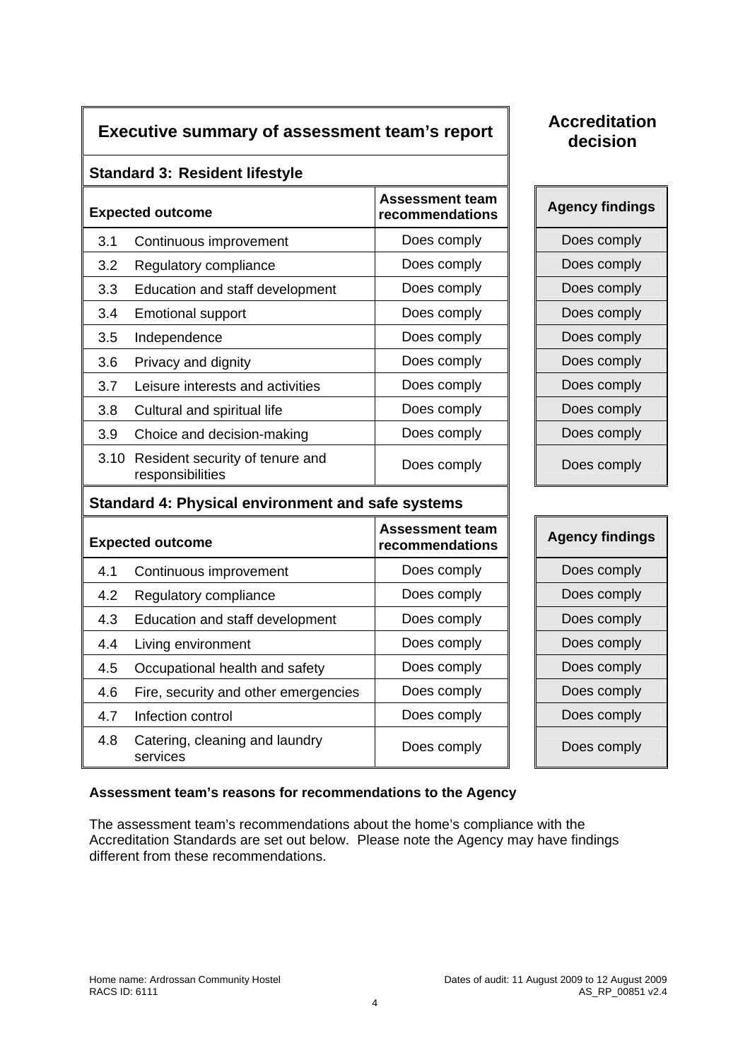## Executive summary of assessment team's report

## Accreditation decision

### Standard 3: Resident lifestyle

| Expected outcome | | Assessment team recommendations | Agency findings |
|---|---|---|---|
| 3.1 | Continuous improvement | Does comply | Does comply |
| 3.2 | Regulatory compliance | Does comply | Does comply |
| 3.3 | Education and staff development | Does comply | Does comply |
| 3.4 | Emotional support | Does comply | Does comply |
| 3.5 | Independence | Does comply | Does comply |
| 3.6 | Privacy and dignity | Does comply | Does comply |
| 3.7 | Leisure interests and activities | Does comply | Does comply |
| 3.8 | Cultural and spiritual life | Does comply | Does comply |
| 3.9 | Choice and decision-making | Does comply | Does comply |
| 3.10 | Resident security of tenure and responsibilities | Does comply | Does comply |

### Standard 4: Physical environment and safe systems

| Expected outcome | | Assessment team recommendations | Agency findings |
|---|---|---|---|
| 4.1 | Continuous improvement | Does comply | Does comply |
| 4.2 | Regulatory compliance | Does comply | Does comply |
| 4.3 | Education and staff development | Does comply | Does comply |
| 4.4 | Living environment | Does comply | Does comply |
| 4.5 | Occupational health and safety | Does comply | Does comply |
| 4.6 | Fire, security and other emergencies | Does comply | Does comply |
| 4.7 | Infection control | Does comply | Does comply |
| 4.8 | Catering, cleaning and laundry services | Does comply | Does comply |

**Assessment team's reasons for recommendations to the Agency**

The assessment team's recommendations about the home's compliance with the Accreditation Standards are set out below. Please note the Agency may have findings different from these recommendations.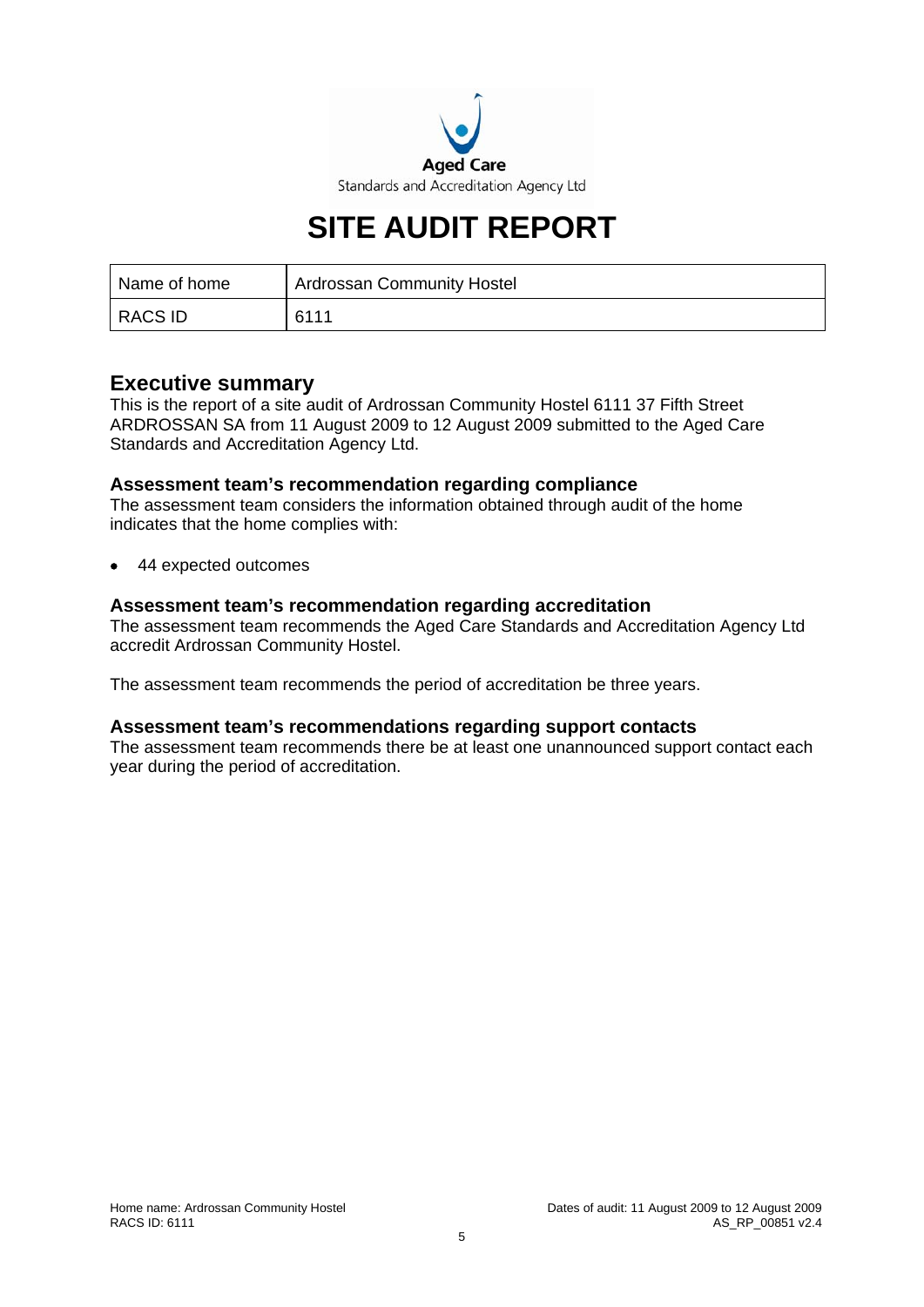Aged Care

Standards and Accreditation Agency Ltd

# SITE AUDIT REPORT

| Name of home | Ardrossan Community Hostel |
|---|---|
| RACS ID | 6111 |

## Executive summary

This is the report of a site audit of Ardrossan Community Hostel 6111 37 Fifth Street ARDROSSAN SA from 11 August 2009 to 12 August 2009 submitted to the Aged Care Standards and Accreditation Agency Ltd.

### Assessment team's recommendation regarding compliance

The assessment team considers the information obtained through audit of the home indicates that the home complies with:

- 44 expected outcomes

### Assessment team's recommendation regarding accreditation

The assessment team recommends the Aged Care Standards and Accreditation Agency Ltd accredit Ardrossan Community Hostel.

The assessment team recommends the period of accreditation be three years.

### Assessment team's recommendations regarding support contacts

The assessment team recommends there be at least one unannounced support contact each year during the period of accreditation.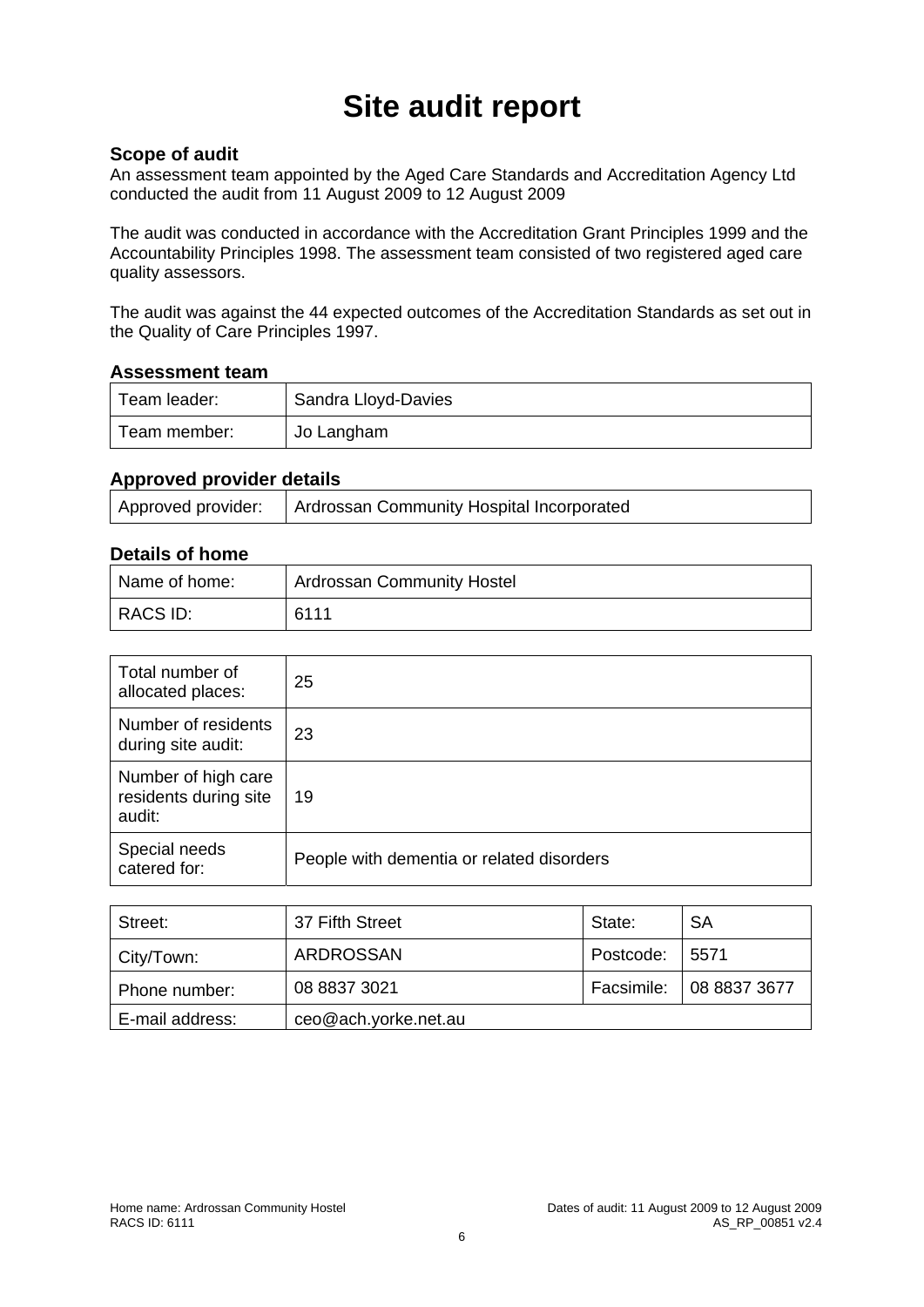# Site audit report

### Scope of audit

An assessment team appointed by the Aged Care Standards and Accreditation Agency Ltd conducted the audit from 11 August 2009 to 12 August 2009

The audit was conducted in accordance with the Accreditation Grant Principles 1999 and the Accountability Principles 1998. The assessment team consisted of two registered aged care quality assessors.

The audit was against the 44 expected outcomes of the Accreditation Standards as set out in the Quality of Care Principles 1997.

### Assessment team

| | |
|---|---|
| Team leader: | Sandra Lloyd-Davies |
| Team member: | Jo Langham |

### Approved provider details

| | |
|---|---|
| Approved provider: | Ardrossan Community Hospital Incorporated |

### Details of home

| | |
|---|---|
| Name of home: | Ardrossan Community Hostel |
| RACS ID: | 6111 |

| | |
|---|---|
| Total number of allocated places: | 25 |
| Number of residents during site audit: | 23 |
| Number of high care residents during site audit: | 19 |
| Special needs catered for: | People with dementia or related disorders |

| | | | |
|---|---|---|---|
| Street: | 37 Fifth Street | State: | SA |
| City/Town: | ARDROSSAN | Postcode: | 5571 |
| Phone number: | 08 8837 3021 | Facsimile: | 08 8837 3677 |
| E-mail address: | ceo@ach.yorke.net.au | | |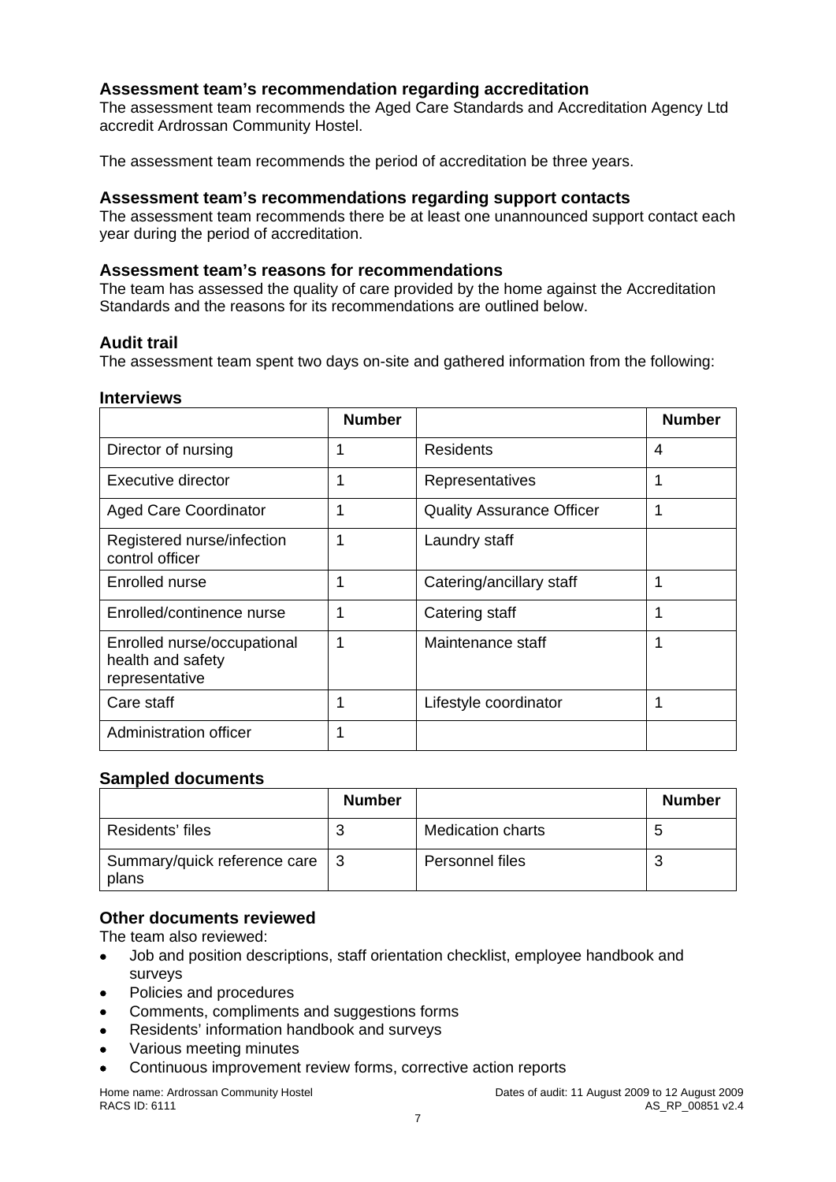## Assessment team's recommendation regarding accreditation

The assessment team recommends the Aged Care Standards and Accreditation Agency Ltd accredit Ardrossan Community Hostel.

The assessment team recommends the period of accreditation be three years.

## Assessment team's recommendations regarding support contacts

The assessment team recommends there be at least one unannounced support contact each year during the period of accreditation.

## Assessment team's reasons for recommendations

The team has assessed the quality of care provided by the home against the Accreditation Standards and the reasons for its recommendations are outlined below.

## Audit trail

The assessment team spent two days on-site and gathered information from the following:

### Interviews

| | Number | | Number |
|---|---|---|---|
| Director of nursing | 1 | Residents | 4 |
| Executive director | 1 | Representatives | 1 |
| Aged Care Coordinator | 1 | Quality Assurance Officer | 1 |
| Registered nurse/infection control officer | 1 | Laundry staff | |
| Enrolled nurse | 1 | Catering/ancillary staff | 1 |
| Enrolled/continence nurse | 1 | Catering staff | 1 |
| Enrolled nurse/occupational health and safety representative | 1 | Maintenance staff | 1 |
| Care staff | 1 | Lifestyle coordinator | 1 |
| Administration officer | 1 | | |

### Sampled documents

| | Number | | Number |
|---|---|---|---|
| Residents' files | 3 | Medication charts | 5 |
| Summary/quick reference care plans | 3 | Personnel files | 3 |

### Other documents reviewed

The team also reviewed:

- Job and position descriptions, staff orientation checklist, employee handbook and surveys
- Policies and procedures
- Comments, compliments and suggestions forms
- Residents' information handbook and surveys
- Various meeting minutes
- Continuous improvement review forms, corrective action reports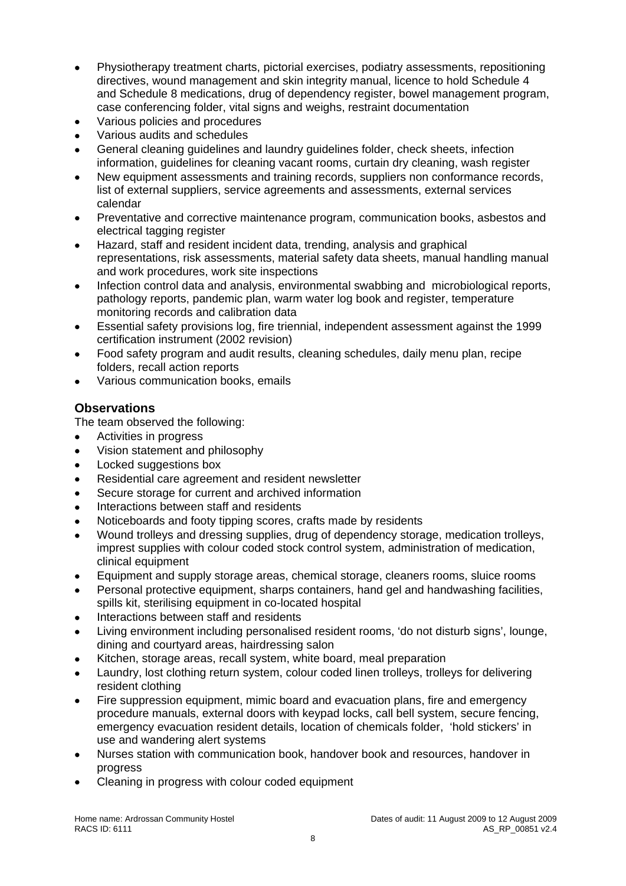- Physiotherapy treatment charts, pictorial exercises, podiatry assessments, repositioning directives, wound management and skin integrity manual, licence to hold Schedule 4 and Schedule 8 medications, drug of dependency register, bowel management program, case conferencing folder, vital signs and weighs, restraint documentation
- Various policies and procedures
- Various audits and schedules
- General cleaning guidelines and laundry guidelines folder, check sheets, infection information, guidelines for cleaning vacant rooms, curtain dry cleaning, wash register
- New equipment assessments and training records, suppliers non conformance records, list of external suppliers, service agreements and assessments, external services calendar
- Preventative and corrective maintenance program, communication books, asbestos and electrical tagging register
- Hazard, staff and resident incident data, trending, analysis and graphical representations, risk assessments, material safety data sheets, manual handling manual and work procedures, work site inspections
- Infection control data and analysis, environmental swabbing and microbiological reports, pathology reports, pandemic plan, warm water log book and register, temperature monitoring records and calibration data
- Essential safety provisions log, fire triennial, independent assessment against the 1999 certification instrument (2002 revision)
- Food safety program and audit results, cleaning schedules, daily menu plan, recipe folders, recall action reports
- Various communication books, emails

### Observations

The team observed the following:

- Activities in progress
- Vision statement and philosophy
- Locked suggestions box
- Residential care agreement and resident newsletter
- Secure storage for current and archived information
- Interactions between staff and residents
- Noticeboards and footy tipping scores, crafts made by residents
- Wound trolleys and dressing supplies, drug of dependency storage, medication trolleys, imprest supplies with colour coded stock control system, administration of medication, clinical equipment
- Equipment and supply storage areas, chemical storage, cleaners rooms, sluice rooms
- Personal protective equipment, sharps containers, hand gel and handwashing facilities, spills kit, sterilising equipment in co-located hospital
- Interactions between staff and residents
- Living environment including personalised resident rooms, 'do not disturb signs', lounge, dining and courtyard areas, hairdressing salon
- Kitchen, storage areas, recall system, white board, meal preparation
- Laundry, lost clothing return system, colour coded linen trolleys, trolleys for delivering resident clothing
- Fire suppression equipment, mimic board and evacuation plans, fire and emergency procedure manuals, external doors with keypad locks, call bell system, secure fencing, emergency evacuation resident details, location of chemicals folder, 'hold stickers' in use and wandering alert systems
- Nurses station with communication book, handover book and resources, handover in progress
- Cleaning in progress with colour coded equipment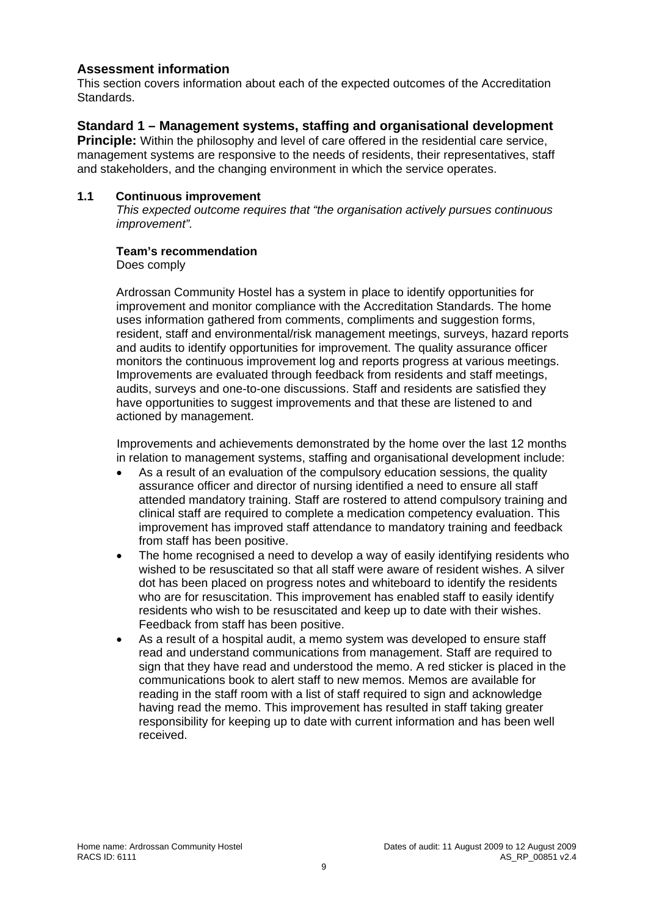## Assessment information

This section covers information about each of the expected outcomes of the Accreditation Standards.

## Standard 1 – Management systems, staffing and organisational development

**Principle:** Within the philosophy and level of care offered in the residential care service, management systems are responsive to the needs of residents, their representatives, staff and stakeholders, and the changing environment in which the service operates.

### 1.1 Continuous improvement

*This expected outcome requires that "the organisation actively pursues continuous improvement".*

**Team's recommendation**

Does comply

Ardrossan Community Hostel has a system in place to identify opportunities for improvement and monitor compliance with the Accreditation Standards. The home uses information gathered from comments, compliments and suggestion forms, resident, staff and environmental/risk management meetings, surveys, hazard reports and audits to identify opportunities for improvement. The quality assurance officer monitors the continuous improvement log and reports progress at various meetings. Improvements are evaluated through feedback from residents and staff meetings, audits, surveys and one-to-one discussions. Staff and residents are satisfied they have opportunities to suggest improvements and that these are listened to and actioned by management.

Improvements and achievements demonstrated by the home over the last 12 months in relation to management systems, staffing and organisational development include:

- As a result of an evaluation of the compulsory education sessions, the quality assurance officer and director of nursing identified a need to ensure all staff attended mandatory training. Staff are rostered to attend compulsory training and clinical staff are required to complete a medication competency evaluation. This improvement has improved staff attendance to mandatory training and feedback from staff has been positive.
- The home recognised a need to develop a way of easily identifying residents who wished to be resuscitated so that all staff were aware of resident wishes. A silver dot has been placed on progress notes and whiteboard to identify the residents who are for resuscitation. This improvement has enabled staff to easily identify residents who wish to be resuscitated and keep up to date with their wishes. Feedback from staff has been positive.
- As a result of a hospital audit, a memo system was developed to ensure staff read and understand communications from management. Staff are required to sign that they have read and understood the memo. A red sticker is placed in the communications book to alert staff to new memos. Memos are available for reading in the staff room with a list of staff required to sign and acknowledge having read the memo. This improvement has resulted in staff taking greater responsibility for keeping up to date with current information and has been well received.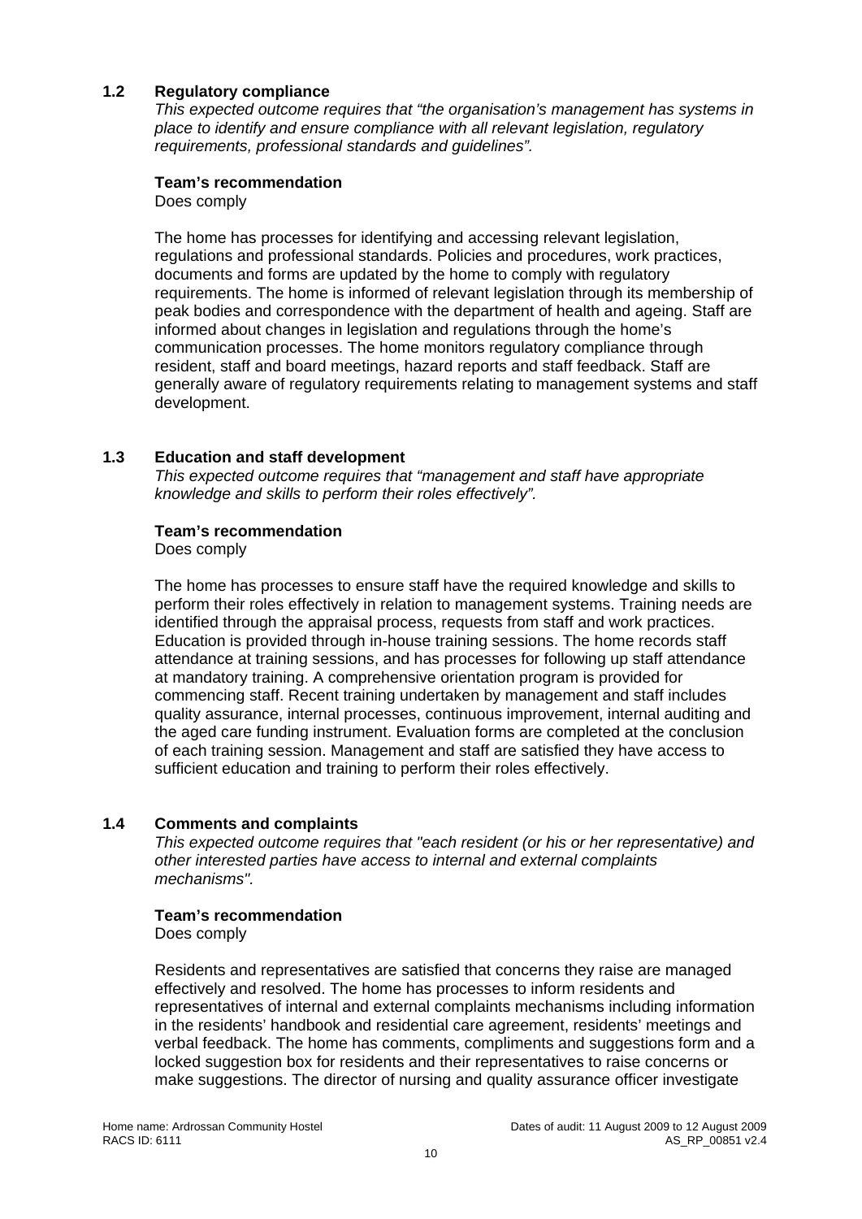### 1.2 Regulatory compliance

*This expected outcome requires that "the organisation's management has systems in place to identify and ensure compliance with all relevant legislation, regulatory requirements, professional standards and guidelines".*

**Team's recommendation**

Does comply

The home has processes for identifying and accessing relevant legislation, regulations and professional standards. Policies and procedures, work practices, documents and forms are updated by the home to comply with regulatory requirements. The home is informed of relevant legislation through its membership of peak bodies and correspondence with the department of health and ageing. Staff are informed about changes in legislation and regulations through the home's communication processes. The home monitors regulatory compliance through resident, staff and board meetings, hazard reports and staff feedback. Staff are generally aware of regulatory requirements relating to management systems and staff development.

### 1.3 Education and staff development

*This expected outcome requires that "management and staff have appropriate knowledge and skills to perform their roles effectively".*

**Team's recommendation**

Does comply

The home has processes to ensure staff have the required knowledge and skills to perform their roles effectively in relation to management systems. Training needs are identified through the appraisal process, requests from staff and work practices. Education is provided through in-house training sessions. The home records staff attendance at training sessions, and has processes for following up staff attendance at mandatory training. A comprehensive orientation program is provided for commencing staff. Recent training undertaken by management and staff includes quality assurance, internal processes, continuous improvement, internal auditing and the aged care funding instrument. Evaluation forms are completed at the conclusion of each training session. Management and staff are satisfied they have access to sufficient education and training to perform their roles effectively.

### 1.4 Comments and complaints

*This expected outcome requires that "each resident (or his or her representative) and other interested parties have access to internal and external complaints mechanisms".*

**Team's recommendation**

Does comply

Residents and representatives are satisfied that concerns they raise are managed effectively and resolved. The home has processes to inform residents and representatives of internal and external complaints mechanisms including information in the residents' handbook and residential care agreement, residents' meetings and verbal feedback. The home has comments, compliments and suggestions form and a locked suggestion box for residents and their representatives to raise concerns or make suggestions. The director of nursing and quality assurance officer investigate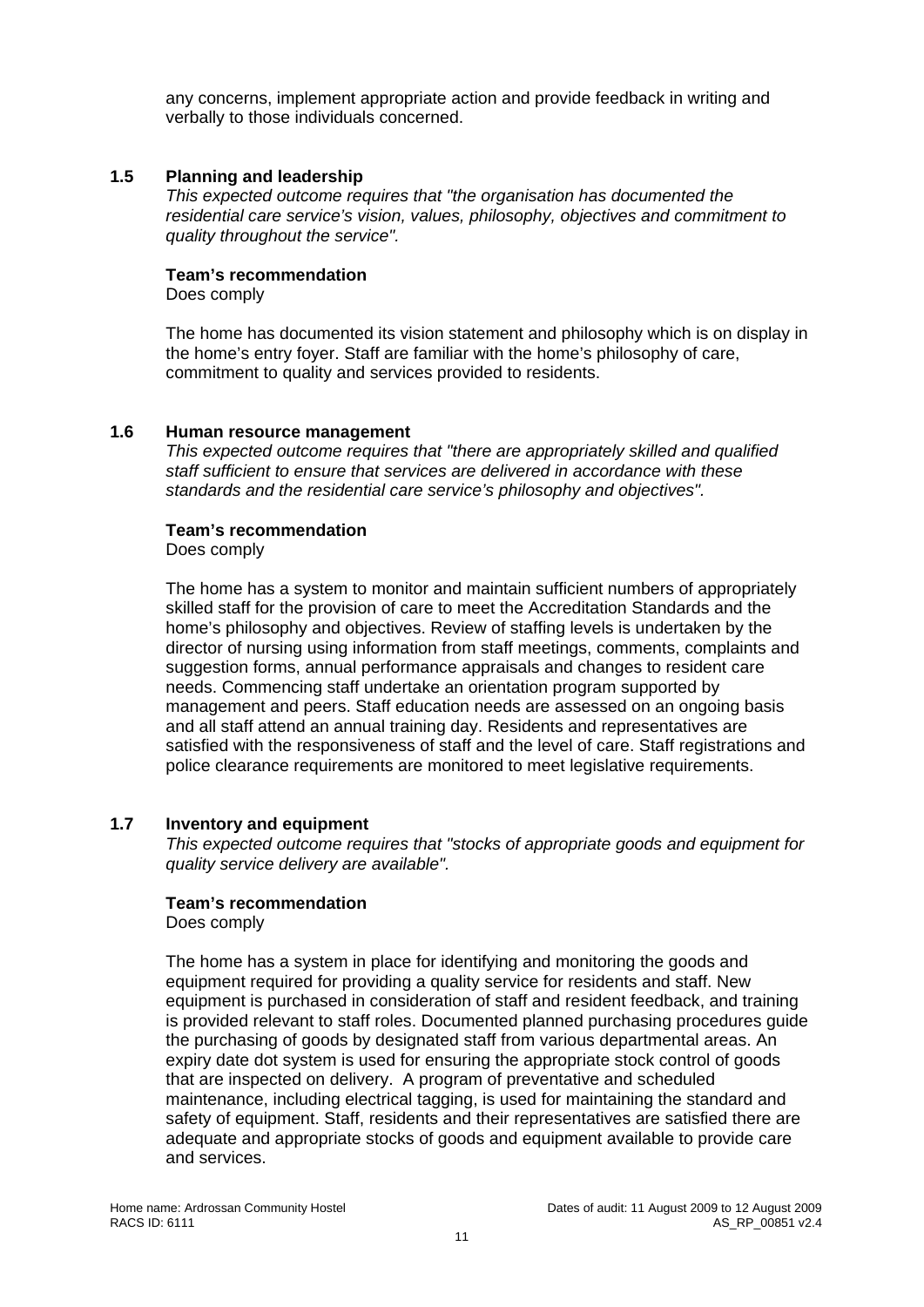any concerns, implement appropriate action and provide feedback in writing and verbally to those individuals concerned.

### 1.5 Planning and leadership

*This expected outcome requires that "the organisation has documented the residential care service's vision, values, philosophy, objectives and commitment to quality throughout the service".*

**Team's recommendation**

Does comply

The home has documented its vision statement and philosophy which is on display in the home's entry foyer. Staff are familiar with the home's philosophy of care, commitment to quality and services provided to residents.

### 1.6 Human resource management

*This expected outcome requires that "there are appropriately skilled and qualified staff sufficient to ensure that services are delivered in accordance with these standards and the residential care service's philosophy and objectives".*

**Team's recommendation**

Does comply

The home has a system to monitor and maintain sufficient numbers of appropriately skilled staff for the provision of care to meet the Accreditation Standards and the home's philosophy and objectives. Review of staffing levels is undertaken by the director of nursing using information from staff meetings, comments, complaints and suggestion forms, annual performance appraisals and changes to resident care needs. Commencing staff undertake an orientation program supported by management and peers. Staff education needs are assessed on an ongoing basis and all staff attend an annual training day. Residents and representatives are satisfied with the responsiveness of staff and the level of care. Staff registrations and police clearance requirements are monitored to meet legislative requirements.

### 1.7 Inventory and equipment

*This expected outcome requires that "stocks of appropriate goods and equipment for quality service delivery are available".*

**Team's recommendation**

Does comply

The home has a system in place for identifying and monitoring the goods and equipment required for providing a quality service for residents and staff. New equipment is purchased in consideration of staff and resident feedback, and training is provided relevant to staff roles. Documented planned purchasing procedures guide the purchasing of goods by designated staff from various departmental areas. An expiry date dot system is used for ensuring the appropriate stock control of goods that are inspected on delivery. A program of preventative and scheduled maintenance, including electrical tagging, is used for maintaining the standard and safety of equipment. Staff, residents and their representatives are satisfied there are adequate and appropriate stocks of goods and equipment available to provide care and services.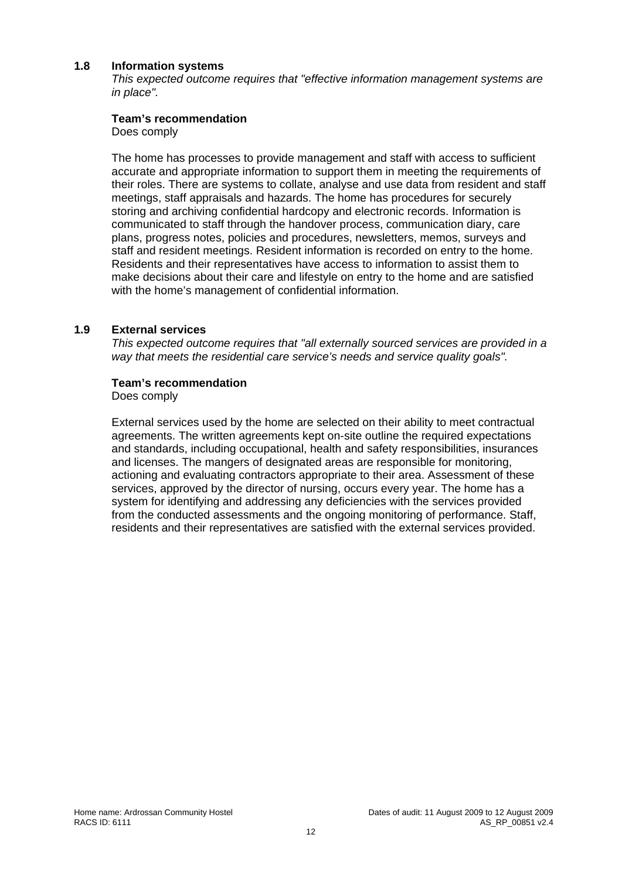### 1.8 Information systems

*This expected outcome requires that "effective information management systems are in place".*

**Team's recommendation**

Does comply

The home has processes to provide management and staff with access to sufficient accurate and appropriate information to support them in meeting the requirements of their roles. There are systems to collate, analyse and use data from resident and staff meetings, staff appraisals and hazards. The home has procedures for securely storing and archiving confidential hardcopy and electronic records. Information is communicated to staff through the handover process, communication diary, care plans, progress notes, policies and procedures, newsletters, memos, surveys and staff and resident meetings. Resident information is recorded on entry to the home. Residents and their representatives have access to information to assist them to make decisions about their care and lifestyle on entry to the home and are satisfied with the home's management of confidential information.

### 1.9 External services

*This expected outcome requires that "all externally sourced services are provided in a way that meets the residential care service's needs and service quality goals".*

**Team's recommendation**

Does comply

External services used by the home are selected on their ability to meet contractual agreements. The written agreements kept on-site outline the required expectations and standards, including occupational, health and safety responsibilities, insurances and licenses. The mangers of designated areas are responsible for monitoring, actioning and evaluating contractors appropriate to their area. Assessment of these services, approved by the director of nursing, occurs every year. The home has a system for identifying and addressing any deficiencies with the services provided from the conducted assessments and the ongoing monitoring of performance. Staff, residents and their representatives are satisfied with the external services provided.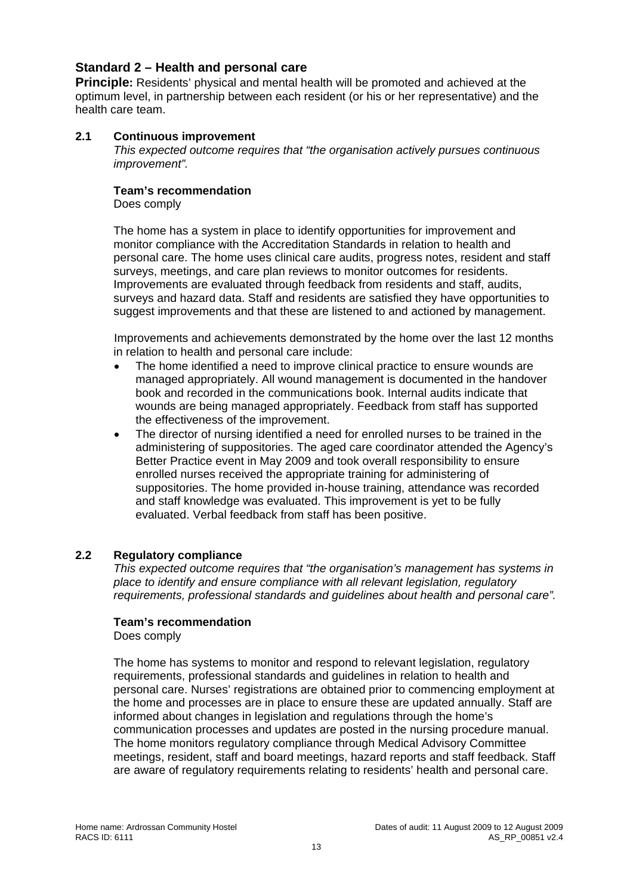## Standard 2 – Health and personal care

**Principle:** Residents' physical and mental health will be promoted and achieved at the optimum level, in partnership between each resident (or his or her representative) and the health care team.

### 2.1 Continuous improvement

*This expected outcome requires that "the organisation actively pursues continuous improvement".*

**Team's recommendation**

Does comply

The home has a system in place to identify opportunities for improvement and monitor compliance with the Accreditation Standards in relation to health and personal care. The home uses clinical care audits, progress notes, resident and staff surveys, meetings, and care plan reviews to monitor outcomes for residents. Improvements are evaluated through feedback from residents and staff, audits, surveys and hazard data. Staff and residents are satisfied they have opportunities to suggest improvements and that these are listened to and actioned by management.

Improvements and achievements demonstrated by the home over the last 12 months in relation to health and personal care include:

- The home identified a need to improve clinical practice to ensure wounds are managed appropriately. All wound management is documented in the handover book and recorded in the communications book. Internal audits indicate that wounds are being managed appropriately. Feedback from staff has supported the effectiveness of the improvement.
- The director of nursing identified a need for enrolled nurses to be trained in the administering of suppositories. The aged care coordinator attended the Agency's Better Practice event in May 2009 and took overall responsibility to ensure enrolled nurses received the appropriate training for administering of suppositories. The home provided in-house training, attendance was recorded and staff knowledge was evaluated. This improvement is yet to be fully evaluated. Verbal feedback from staff has been positive.

### 2.2 Regulatory compliance

*This expected outcome requires that "the organisation's management has systems in place to identify and ensure compliance with all relevant legislation, regulatory requirements, professional standards and guidelines about health and personal care".*

**Team's recommendation**

Does comply

The home has systems to monitor and respond to relevant legislation, regulatory requirements, professional standards and guidelines in relation to health and personal care. Nurses' registrations are obtained prior to commencing employment at the home and processes are in place to ensure these are updated annually. Staff are informed about changes in legislation and regulations through the home's communication processes and updates are posted in the nursing procedure manual. The home monitors regulatory compliance through Medical Advisory Committee meetings, resident, staff and board meetings, hazard reports and staff feedback. Staff are aware of regulatory requirements relating to residents' health and personal care.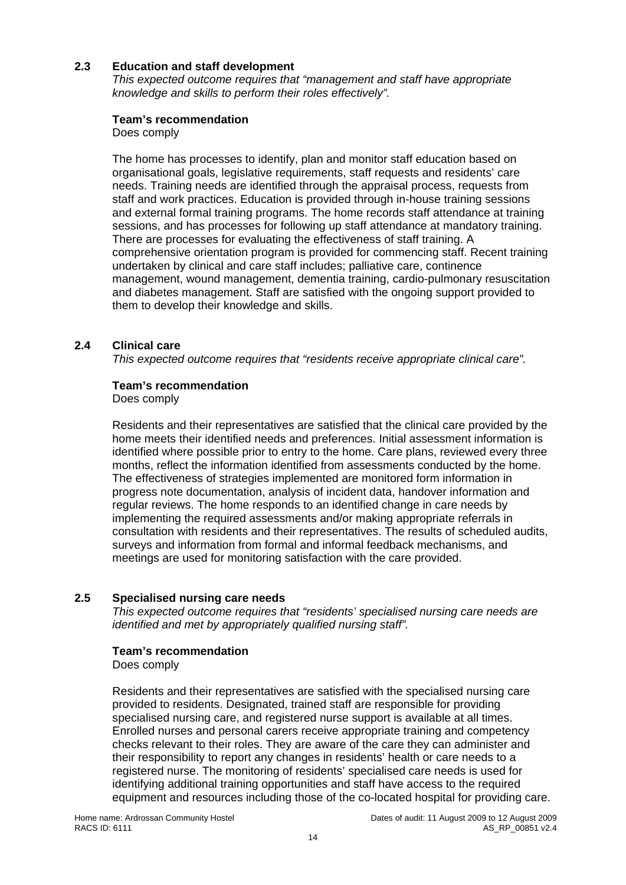### 2.3 Education and staff development

*This expected outcome requires that "management and staff have appropriate knowledge and skills to perform their roles effectively".*

**Team's recommendation**

Does comply

The home has processes to identify, plan and monitor staff education based on organisational goals, legislative requirements, staff requests and residents' care needs. Training needs are identified through the appraisal process, requests from staff and work practices. Education is provided through in-house training sessions and external formal training programs. The home records staff attendance at training sessions, and has processes for following up staff attendance at mandatory training. There are processes for evaluating the effectiveness of staff training. A comprehensive orientation program is provided for commencing staff. Recent training undertaken by clinical and care staff includes; palliative care, continence management, wound management, dementia training, cardio-pulmonary resuscitation and diabetes management. Staff are satisfied with the ongoing support provided to them to develop their knowledge and skills.

### 2.4 Clinical care

*This expected outcome requires that "residents receive appropriate clinical care".*

**Team's recommendation**

Does comply

Residents and their representatives are satisfied that the clinical care provided by the home meets their identified needs and preferences. Initial assessment information is identified where possible prior to entry to the home. Care plans, reviewed every three months, reflect the information identified from assessments conducted by the home. The effectiveness of strategies implemented are monitored form information in progress note documentation, analysis of incident data, handover information and regular reviews. The home responds to an identified change in care needs by implementing the required assessments and/or making appropriate referrals in consultation with residents and their representatives. The results of scheduled audits, surveys and information from formal and informal feedback mechanisms, and meetings are used for monitoring satisfaction with the care provided.

### 2.5 Specialised nursing care needs

*This expected outcome requires that "residents' specialised nursing care needs are identified and met by appropriately qualified nursing staff".*

**Team's recommendation**

Does comply

Residents and their representatives are satisfied with the specialised nursing care provided to residents. Designated, trained staff are responsible for providing specialised nursing care, and registered nurse support is available at all times. Enrolled nurses and personal carers receive appropriate training and competency checks relevant to their roles. They are aware of the care they can administer and their responsibility to report any changes in residents' health or care needs to a registered nurse. The monitoring of residents' specialised care needs is used for identifying additional training opportunities and staff have access to the required equipment and resources including those of the co-located hospital for providing care.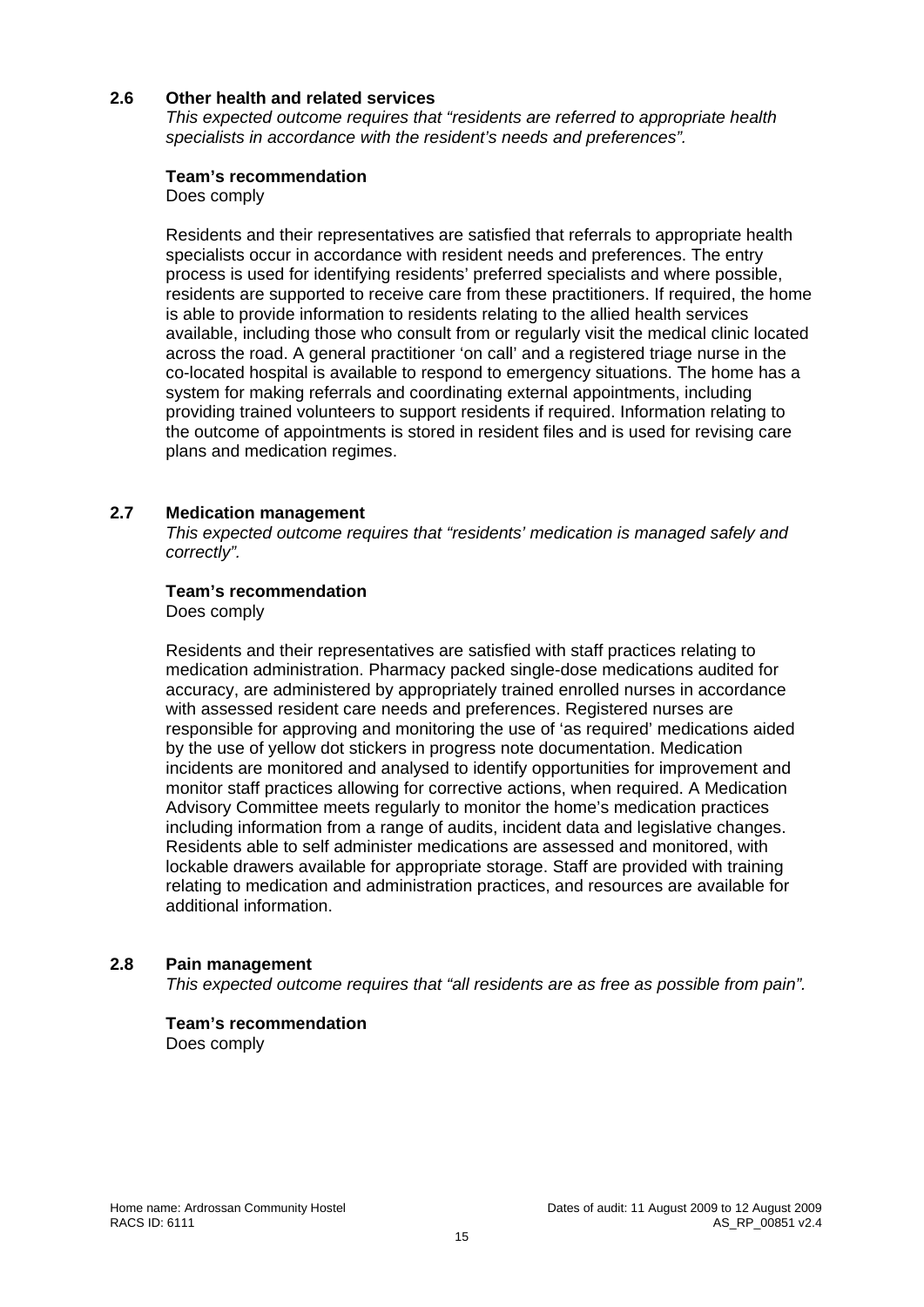### 2.6 Other health and related services

*This expected outcome requires that "residents are referred to appropriate health specialists in accordance with the resident's needs and preferences".*

**Team's recommendation**

Does comply

Residents and their representatives are satisfied that referrals to appropriate health specialists occur in accordance with resident needs and preferences. The entry process is used for identifying residents' preferred specialists and where possible, residents are supported to receive care from these practitioners. If required, the home is able to provide information to residents relating to the allied health services available, including those who consult from or regularly visit the medical clinic located across the road. A general practitioner 'on call' and a registered triage nurse in the co-located hospital is available to respond to emergency situations. The home has a system for making referrals and coordinating external appointments, including providing trained volunteers to support residents if required. Information relating to the outcome of appointments is stored in resident files and is used for revising care plans and medication regimes.

### 2.7 Medication management

*This expected outcome requires that "residents' medication is managed safely and correctly".*

**Team's recommendation**

Does comply

Residents and their representatives are satisfied with staff practices relating to medication administration. Pharmacy packed single-dose medications audited for accuracy, are administered by appropriately trained enrolled nurses in accordance with assessed resident care needs and preferences. Registered nurses are responsible for approving and monitoring the use of 'as required' medications aided by the use of yellow dot stickers in progress note documentation. Medication incidents are monitored and analysed to identify opportunities for improvement and monitor staff practices allowing for corrective actions, when required. A Medication Advisory Committee meets regularly to monitor the home's medication practices including information from a range of audits, incident data and legislative changes. Residents able to self administer medications are assessed and monitored, with lockable drawers available for appropriate storage. Staff are provided with training relating to medication and administration practices, and resources are available for additional information.

### 2.8 Pain management

*This expected outcome requires that "all residents are as free as possible from pain".*

**Team's recommendation**

Does comply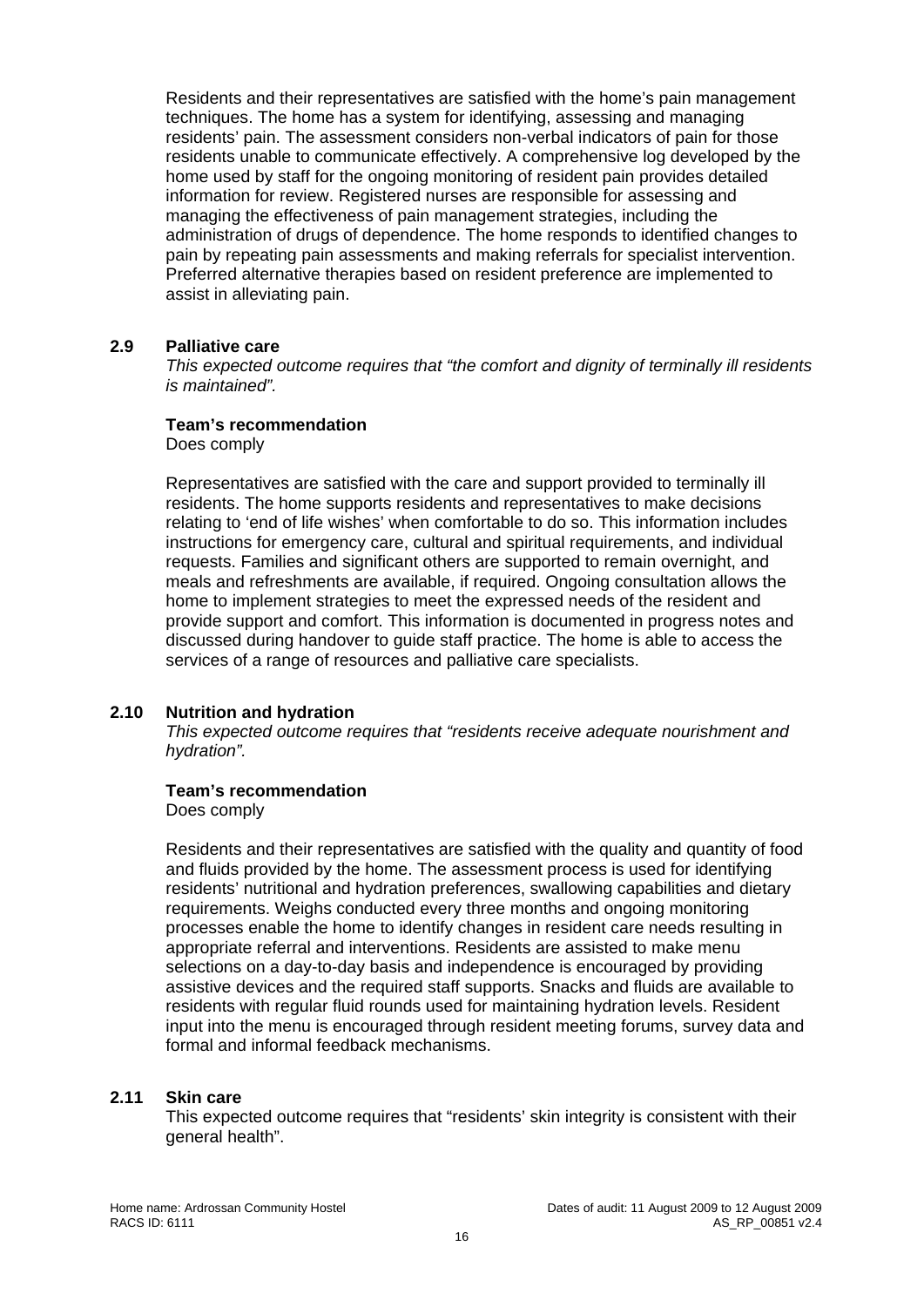Residents and their representatives are satisfied with the home's pain management techniques. The home has a system for identifying, assessing and managing residents' pain. The assessment considers non-verbal indicators of pain for those residents unable to communicate effectively. A comprehensive log developed by the home used by staff for the ongoing monitoring of resident pain provides detailed information for review. Registered nurses are responsible for assessing and managing the effectiveness of pain management strategies, including the administration of drugs of dependence. The home responds to identified changes to pain by repeating pain assessments and making referrals for specialist intervention. Preferred alternative therapies based on resident preference are implemented to assist in alleviating pain.

### 2.9 Palliative care

*This expected outcome requires that "the comfort and dignity of terminally ill residents is maintained".*

**Team's recommendation**

Does comply

Representatives are satisfied with the care and support provided to terminally ill residents. The home supports residents and representatives to make decisions relating to 'end of life wishes' when comfortable to do so. This information includes instructions for emergency care, cultural and spiritual requirements, and individual requests. Families and significant others are supported to remain overnight, and meals and refreshments are available, if required. Ongoing consultation allows the home to implement strategies to meet the expressed needs of the resident and provide support and comfort. This information is documented in progress notes and discussed during handover to guide staff practice. The home is able to access the services of a range of resources and palliative care specialists.

### 2.10 Nutrition and hydration

*This expected outcome requires that "residents receive adequate nourishment and hydration".*

**Team's recommendation**

Does comply

Residents and their representatives are satisfied with the quality and quantity of food and fluids provided by the home. The assessment process is used for identifying residents' nutritional and hydration preferences, swallowing capabilities and dietary requirements. Weighs conducted every three months and ongoing monitoring processes enable the home to identify changes in resident care needs resulting in appropriate referral and interventions. Residents are assisted to make menu selections on a day-to-day basis and independence is encouraged by providing assistive devices and the required staff supports. Snacks and fluids are available to residents with regular fluid rounds used for maintaining hydration levels. Resident input into the menu is encouraged through resident meeting forums, survey data and formal and informal feedback mechanisms.

### 2.11 Skin care

This expected outcome requires that "residents' skin integrity is consistent with their general health".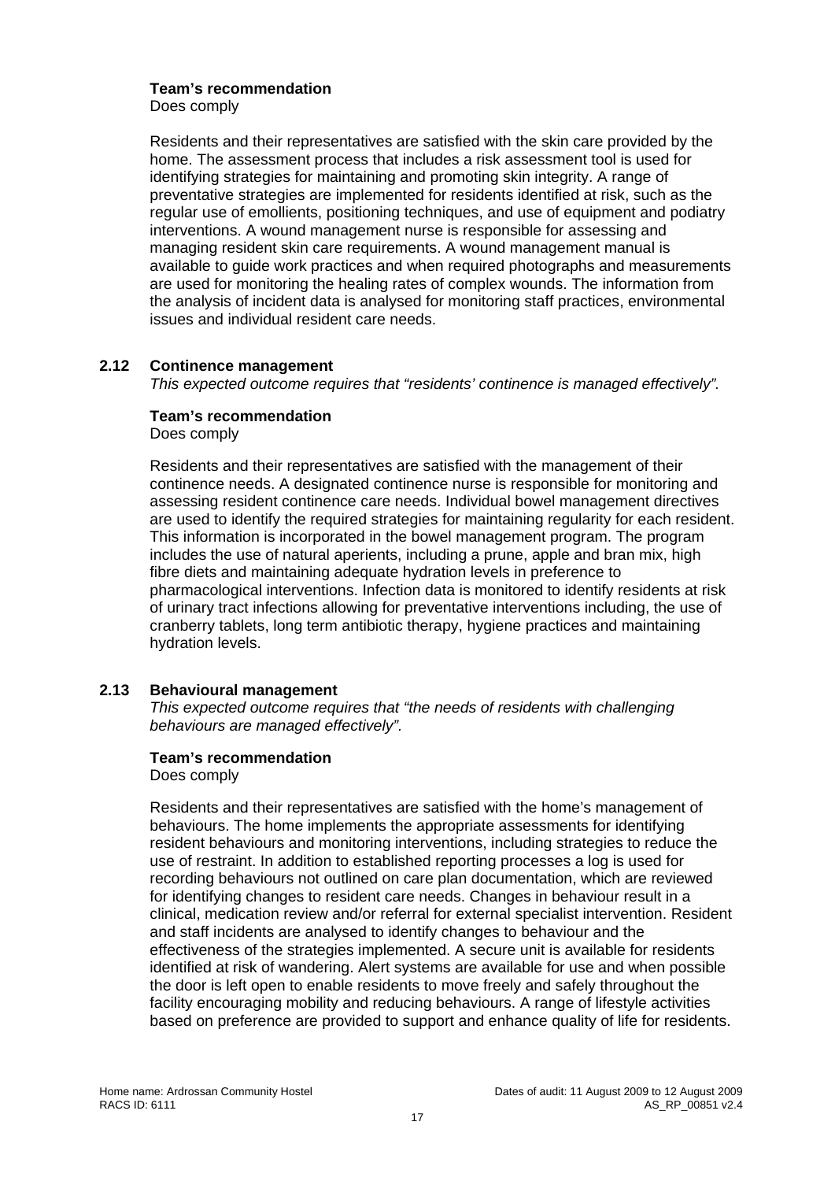**Team's recommendation**

Does comply

Residents and their representatives are satisfied with the skin care provided by the home. The assessment process that includes a risk assessment tool is used for identifying strategies for maintaining and promoting skin integrity. A range of preventative strategies are implemented for residents identified at risk, such as the regular use of emollients, positioning techniques, and use of equipment and podiatry interventions. A wound management nurse is responsible for assessing and managing resident skin care requirements. A wound management manual is available to guide work practices and when required photographs and measurements are used for monitoring the healing rates of complex wounds. The information from the analysis of incident data is analysed for monitoring staff practices, environmental issues and individual resident care needs.

### 2.12 Continence management

*This expected outcome requires that "residents' continence is managed effectively".*

**Team's recommendation**

Does comply

Residents and their representatives are satisfied with the management of their continence needs. A designated continence nurse is responsible for monitoring and assessing resident continence care needs. Individual bowel management directives are used to identify the required strategies for maintaining regularity for each resident. This information is incorporated in the bowel management program. The program includes the use of natural aperients, including a prune, apple and bran mix, high fibre diets and maintaining adequate hydration levels in preference to pharmacological interventions. Infection data is monitored to identify residents at risk of urinary tract infections allowing for preventative interventions including, the use of cranberry tablets, long term antibiotic therapy, hygiene practices and maintaining hydration levels.

### 2.13 Behavioural management

*This expected outcome requires that "the needs of residents with challenging behaviours are managed effectively".*

**Team's recommendation**

Does comply

Residents and their representatives are satisfied with the home's management of behaviours. The home implements the appropriate assessments for identifying resident behaviours and monitoring interventions, including strategies to reduce the use of restraint. In addition to established reporting processes a log is used for recording behaviours not outlined on care plan documentation, which are reviewed for identifying changes to resident care needs. Changes in behaviour result in a clinical, medication review and/or referral for external specialist intervention. Resident and staff incidents are analysed to identify changes to behaviour and the effectiveness of the strategies implemented. A secure unit is available for residents identified at risk of wandering. Alert systems are available for use and when possible the door is left open to enable residents to move freely and safely throughout the facility encouraging mobility and reducing behaviours. A range of lifestyle activities based on preference are provided to support and enhance quality of life for residents.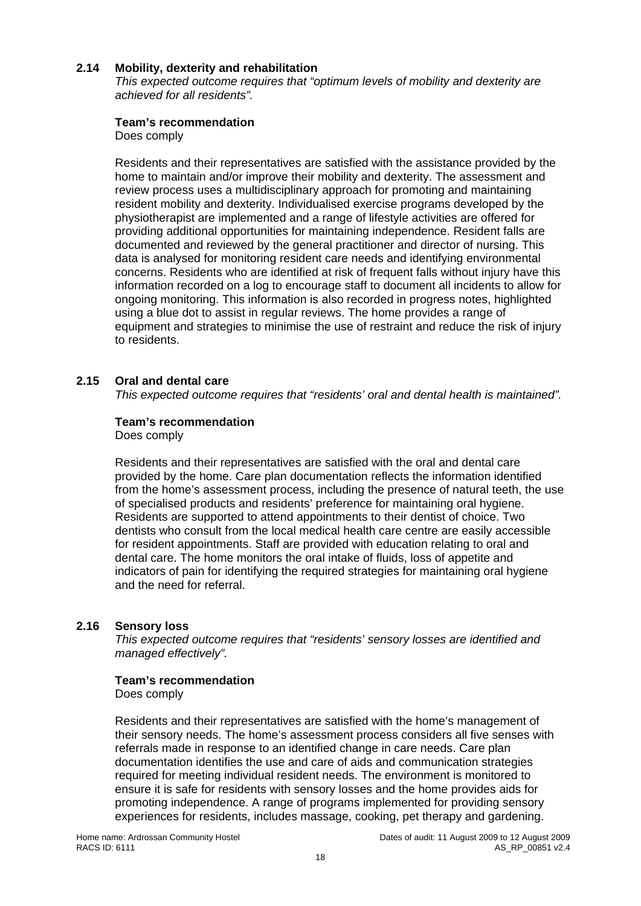### 2.14 Mobility, dexterity and rehabilitation

*This expected outcome requires that "optimum levels of mobility and dexterity are achieved for all residents".*

**Team's recommendation**

Does comply

Residents and their representatives are satisfied with the assistance provided by the home to maintain and/or improve their mobility and dexterity. The assessment and review process uses a multidisciplinary approach for promoting and maintaining resident mobility and dexterity. Individualised exercise programs developed by the physiotherapist are implemented and a range of lifestyle activities are offered for providing additional opportunities for maintaining independence. Resident falls are documented and reviewed by the general practitioner and director of nursing. This data is analysed for monitoring resident care needs and identifying environmental concerns. Residents who are identified at risk of frequent falls without injury have this information recorded on a log to encourage staff to document all incidents to allow for ongoing monitoring. This information is also recorded in progress notes, highlighted using a blue dot to assist in regular reviews. The home provides a range of equipment and strategies to minimise the use of restraint and reduce the risk of injury to residents.

### 2.15 Oral and dental care

*This expected outcome requires that "residents' oral and dental health is maintained".*

**Team's recommendation**

Does comply

Residents and their representatives are satisfied with the oral and dental care provided by the home. Care plan documentation reflects the information identified from the home's assessment process, including the presence of natural teeth, the use of specialised products and residents' preference for maintaining oral hygiene. Residents are supported to attend appointments to their dentist of choice. Two dentists who consult from the local medical health care centre are easily accessible for resident appointments. Staff are provided with education relating to oral and dental care. The home monitors the oral intake of fluids, loss of appetite and indicators of pain for identifying the required strategies for maintaining oral hygiene and the need for referral.

### 2.16 Sensory loss

*This expected outcome requires that "residents' sensory losses are identified and managed effectively".*

**Team's recommendation**

Does comply

Residents and their representatives are satisfied with the home's management of their sensory needs. The home's assessment process considers all five senses with referrals made in response to an identified change in care needs. Care plan documentation identifies the use and care of aids and communication strategies required for meeting individual resident needs. The environment is monitored to ensure it is safe for residents with sensory losses and the home provides aids for promoting independence. A range of programs implemented for providing sensory experiences for residents, includes massage, cooking, pet therapy and gardening.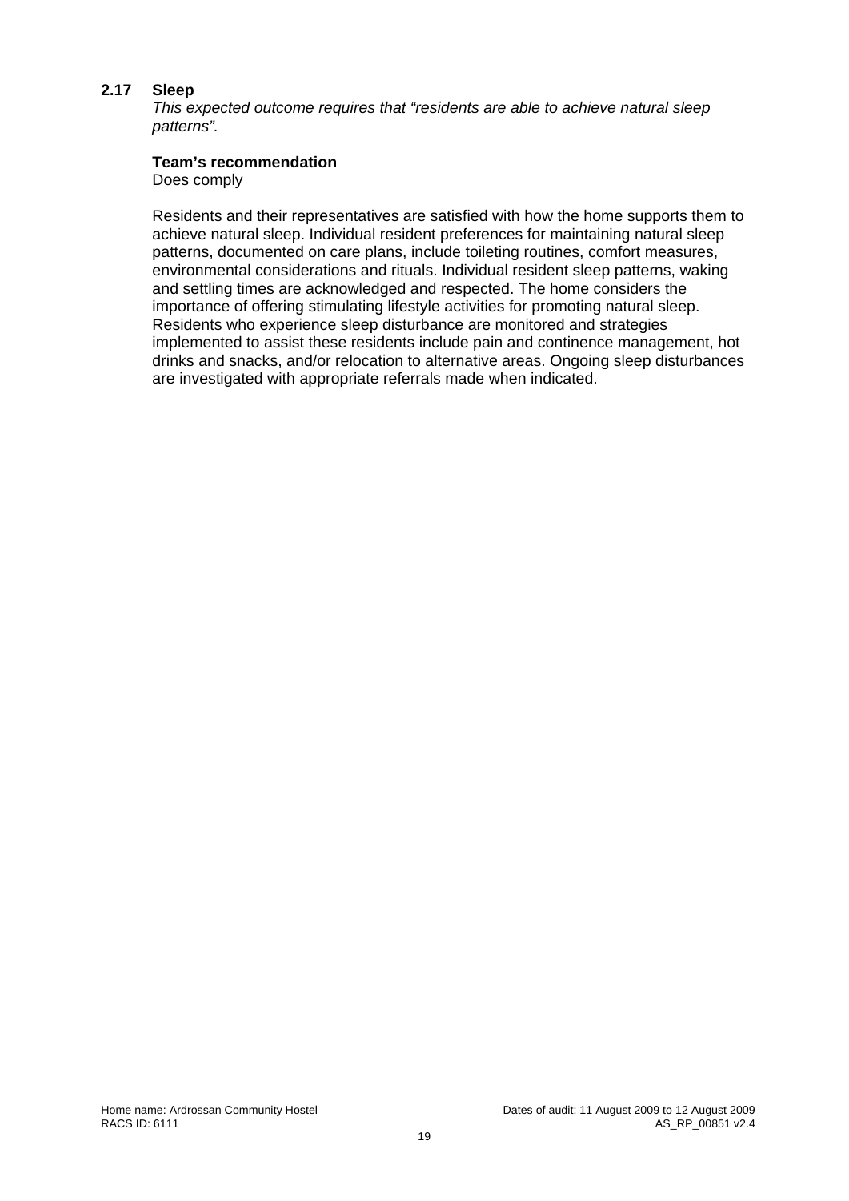### 2.17 Sleep

*This expected outcome requires that "residents are able to achieve natural sleep patterns".*

**Team's recommendation**

Does comply

Residents and their representatives are satisfied with how the home supports them to achieve natural sleep. Individual resident preferences for maintaining natural sleep patterns, documented on care plans, include toileting routines, comfort measures, environmental considerations and rituals. Individual resident sleep patterns, waking and settling times are acknowledged and respected. The home considers the importance of offering stimulating lifestyle activities for promoting natural sleep. Residents who experience sleep disturbance are monitored and strategies implemented to assist these residents include pain and continence management, hot drinks and snacks, and/or relocation to alternative areas. Ongoing sleep disturbances are investigated with appropriate referrals made when indicated.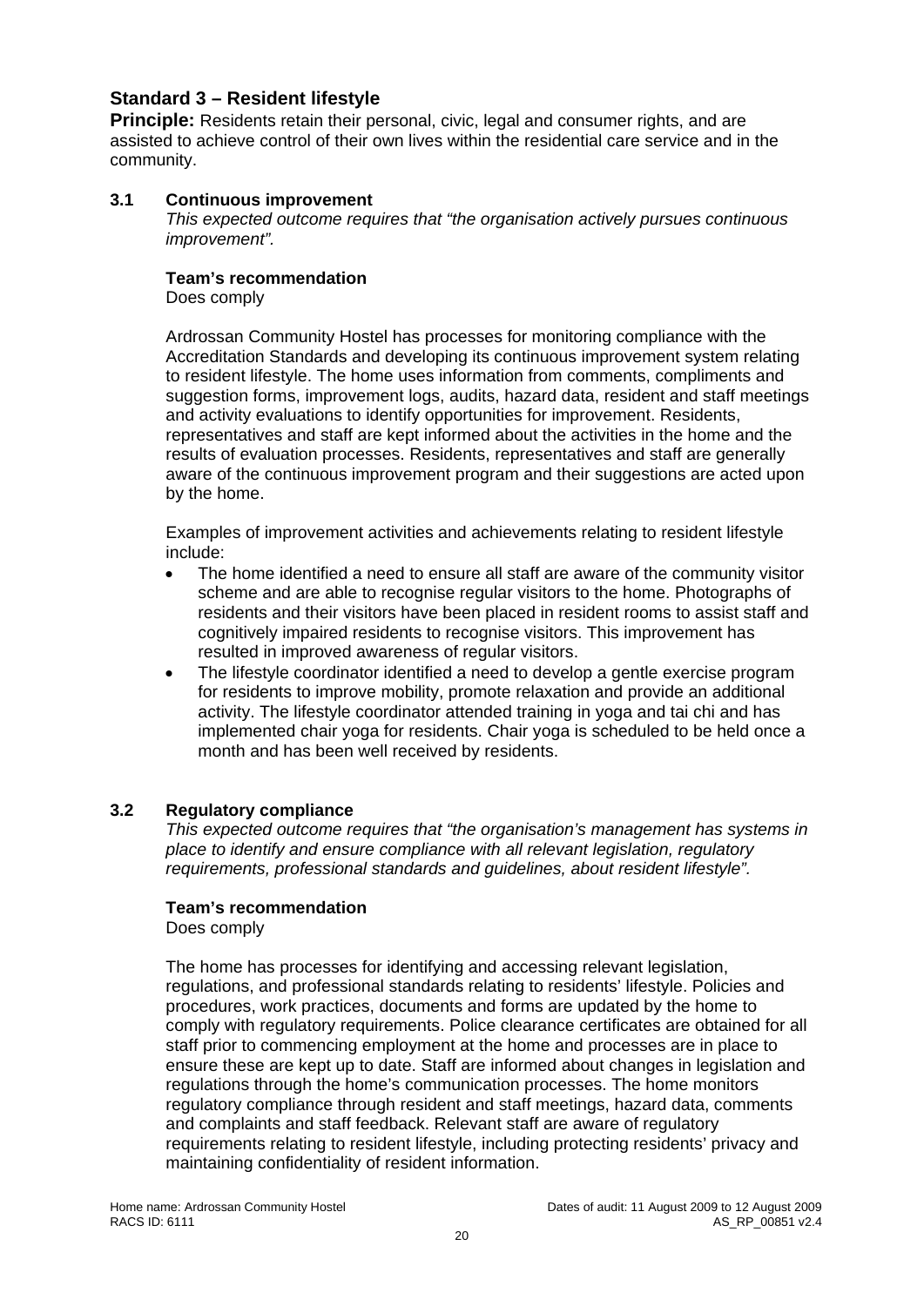## Standard 3 – Resident lifestyle

**Principle:** Residents retain their personal, civic, legal and consumer rights, and are assisted to achieve control of their own lives within the residential care service and in the community.

### 3.1 Continuous improvement

*This expected outcome requires that "the organisation actively pursues continuous improvement".*

**Team's recommendation**

Does comply

Ardrossan Community Hostel has processes for monitoring compliance with the Accreditation Standards and developing its continuous improvement system relating to resident lifestyle. The home uses information from comments, compliments and suggestion forms, improvement logs, audits, hazard data, resident and staff meetings and activity evaluations to identify opportunities for improvement. Residents, representatives and staff are kept informed about the activities in the home and the results of evaluation processes. Residents, representatives and staff are generally aware of the continuous improvement program and their suggestions are acted upon by the home.

Examples of improvement activities and achievements relating to resident lifestyle include:

- The home identified a need to ensure all staff are aware of the community visitor scheme and are able to recognise regular visitors to the home. Photographs of residents and their visitors have been placed in resident rooms to assist staff and cognitively impaired residents to recognise visitors. This improvement has resulted in improved awareness of regular visitors.
- The lifestyle coordinator identified a need to develop a gentle exercise program for residents to improve mobility, promote relaxation and provide an additional activity. The lifestyle coordinator attended training in yoga and tai chi and has implemented chair yoga for residents. Chair yoga is scheduled to be held once a month and has been well received by residents.

### 3.2 Regulatory compliance

*This expected outcome requires that "the organisation's management has systems in place to identify and ensure compliance with all relevant legislation, regulatory requirements, professional standards and guidelines, about resident lifestyle".*

**Team's recommendation**

Does comply

The home has processes for identifying and accessing relevant legislation, regulations, and professional standards relating to residents' lifestyle. Policies and procedures, work practices, documents and forms are updated by the home to comply with regulatory requirements. Police clearance certificates are obtained for all staff prior to commencing employment at the home and processes are in place to ensure these are kept up to date. Staff are informed about changes in legislation and regulations through the home's communication processes. The home monitors regulatory compliance through resident and staff meetings, hazard data, comments and complaints and staff feedback. Relevant staff are aware of regulatory requirements relating to resident lifestyle, including protecting residents' privacy and maintaining confidentiality of resident information.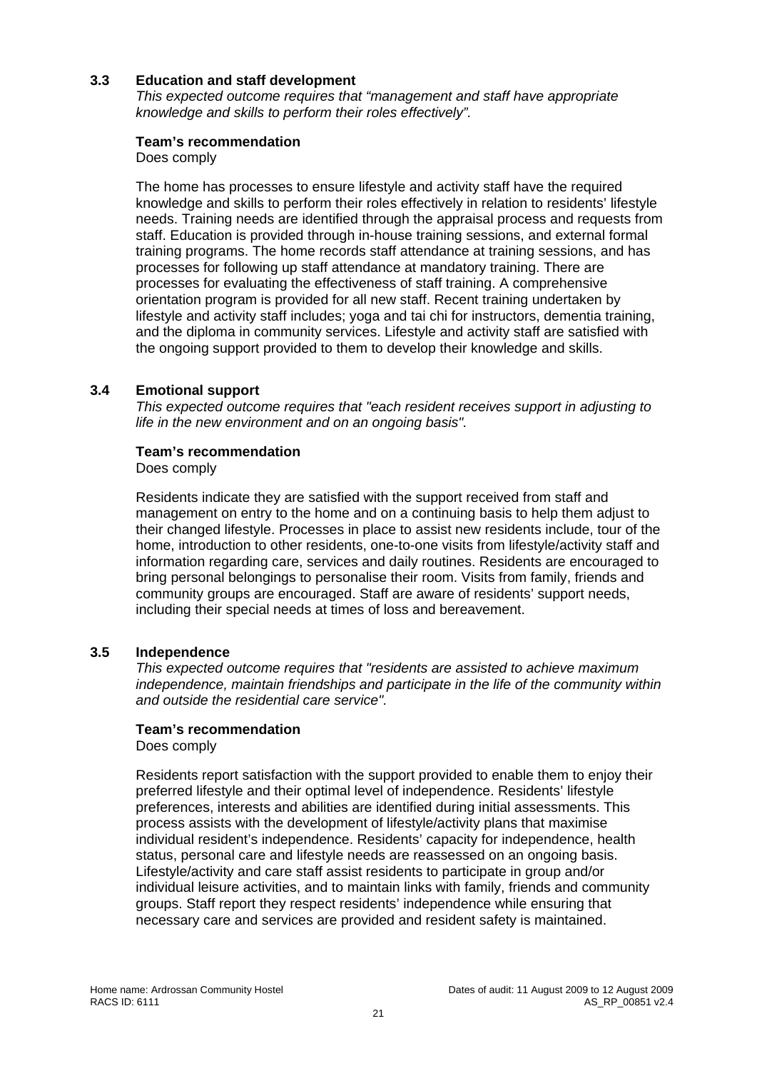### 3.3 Education and staff development

*This expected outcome requires that "management and staff have appropriate knowledge and skills to perform their roles effectively".*

**Team's recommendation**

Does comply

The home has processes to ensure lifestyle and activity staff have the required knowledge and skills to perform their roles effectively in relation to residents' lifestyle needs. Training needs are identified through the appraisal process and requests from staff. Education is provided through in-house training sessions, and external formal training programs. The home records staff attendance at training sessions, and has processes for following up staff attendance at mandatory training. There are processes for evaluating the effectiveness of staff training. A comprehensive orientation program is provided for all new staff. Recent training undertaken by lifestyle and activity staff includes; yoga and tai chi for instructors, dementia training, and the diploma in community services. Lifestyle and activity staff are satisfied with the ongoing support provided to them to develop their knowledge and skills.

### 3.4 Emotional support

*This expected outcome requires that "each resident receives support in adjusting to life in the new environment and on an ongoing basis".*

**Team's recommendation**

Does comply

Residents indicate they are satisfied with the support received from staff and management on entry to the home and on a continuing basis to help them adjust to their changed lifestyle. Processes in place to assist new residents include, tour of the home, introduction to other residents, one-to-one visits from lifestyle/activity staff and information regarding care, services and daily routines. Residents are encouraged to bring personal belongings to personalise their room. Visits from family, friends and community groups are encouraged. Staff are aware of residents' support needs, including their special needs at times of loss and bereavement.

### 3.5 Independence

*This expected outcome requires that "residents are assisted to achieve maximum independence, maintain friendships and participate in the life of the community within and outside the residential care service".*

**Team's recommendation**

Does comply

Residents report satisfaction with the support provided to enable them to enjoy their preferred lifestyle and their optimal level of independence. Residents' lifestyle preferences, interests and abilities are identified during initial assessments. This process assists with the development of lifestyle/activity plans that maximise individual resident's independence. Residents' capacity for independence, health status, personal care and lifestyle needs are reassessed on an ongoing basis. Lifestyle/activity and care staff assist residents to participate in group and/or individual leisure activities, and to maintain links with family, friends and community groups. Staff report they respect residents' independence while ensuring that necessary care and services are provided and resident safety is maintained.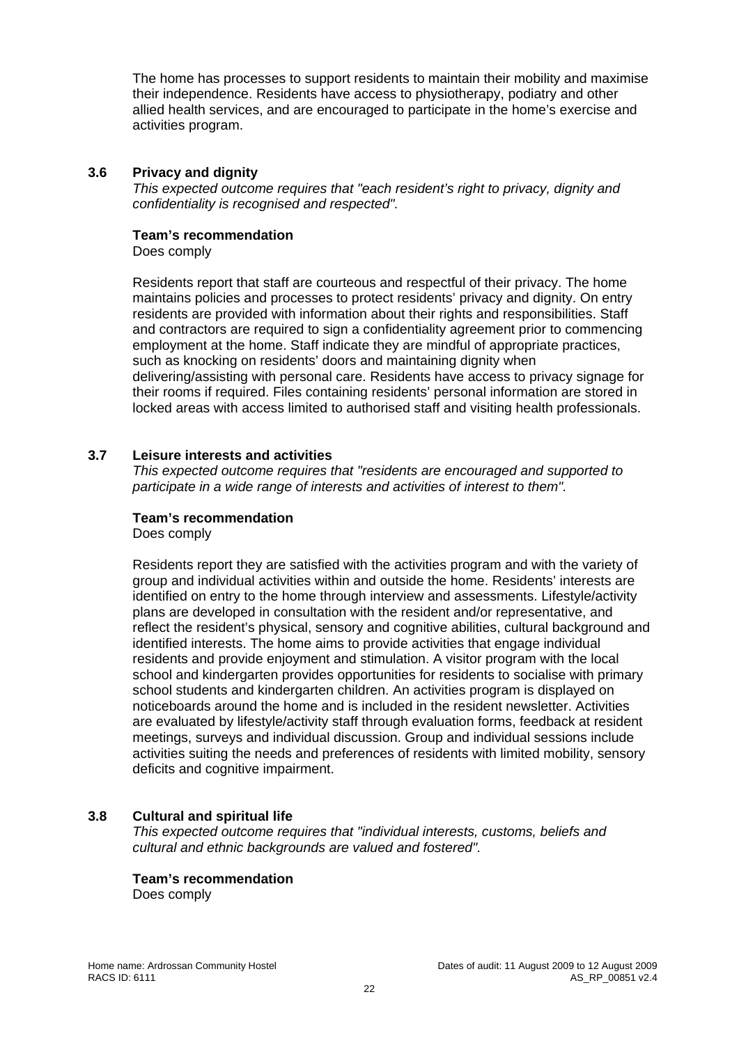The home has processes to support residents to maintain their mobility and maximise their independence. Residents have access to physiotherapy, podiatry and other allied health services, and are encouraged to participate in the home's exercise and activities program.

### 3.6 Privacy and dignity

*This expected outcome requires that "each resident's right to privacy, dignity and confidentiality is recognised and respected".*

**Team's recommendation**

Does comply

Residents report that staff are courteous and respectful of their privacy. The home maintains policies and processes to protect residents' privacy and dignity. On entry residents are provided with information about their rights and responsibilities. Staff and contractors are required to sign a confidentiality agreement prior to commencing employment at the home. Staff indicate they are mindful of appropriate practices, such as knocking on residents' doors and maintaining dignity when delivering/assisting with personal care. Residents have access to privacy signage for their rooms if required. Files containing residents' personal information are stored in locked areas with access limited to authorised staff and visiting health professionals.

### 3.7 Leisure interests and activities

*This expected outcome requires that "residents are encouraged and supported to participate in a wide range of interests and activities of interest to them".*

**Team's recommendation**

Does comply

Residents report they are satisfied with the activities program and with the variety of group and individual activities within and outside the home. Residents' interests are identified on entry to the home through interview and assessments. Lifestyle/activity plans are developed in consultation with the resident and/or representative, and reflect the resident's physical, sensory and cognitive abilities, cultural background and identified interests. The home aims to provide activities that engage individual residents and provide enjoyment and stimulation. A visitor program with the local school and kindergarten provides opportunities for residents to socialise with primary school students and kindergarten children. An activities program is displayed on noticeboards around the home and is included in the resident newsletter. Activities are evaluated by lifestyle/activity staff through evaluation forms, feedback at resident meetings, surveys and individual discussion. Group and individual sessions include activities suiting the needs and preferences of residents with limited mobility, sensory deficits and cognitive impairment.

### 3.8 Cultural and spiritual life

*This expected outcome requires that "individual interests, customs, beliefs and cultural and ethnic backgrounds are valued and fostered".*

**Team's recommendation**

Does comply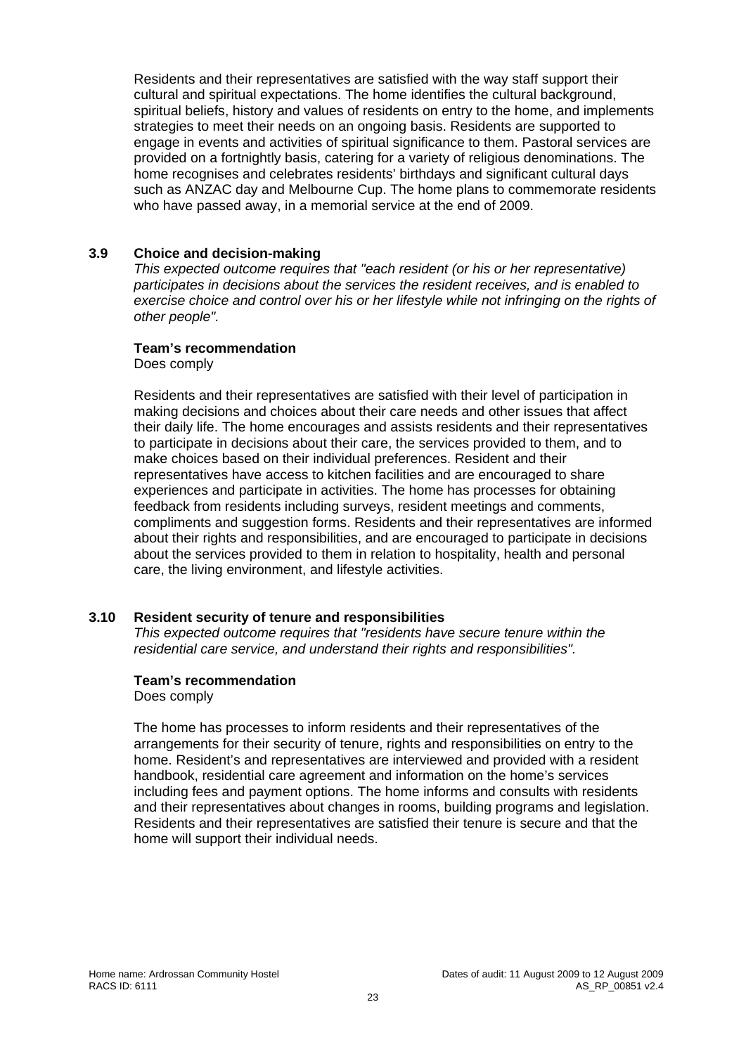Residents and their representatives are satisfied with the way staff support their cultural and spiritual expectations. The home identifies the cultural background, spiritual beliefs, history and values of residents on entry to the home, and implements strategies to meet their needs on an ongoing basis. Residents are supported to engage in events and activities of spiritual significance to them. Pastoral services are provided on a fortnightly basis, catering for a variety of religious denominations. The home recognises and celebrates residents' birthdays and significant cultural days such as ANZAC day and Melbourne Cup. The home plans to commemorate residents who have passed away, in a memorial service at the end of 2009.

### 3.9 Choice and decision-making

*This expected outcome requires that "each resident (or his or her representative) participates in decisions about the services the resident receives, and is enabled to exercise choice and control over his or her lifestyle while not infringing on the rights of other people".*

**Team's recommendation**

Does comply

Residents and their representatives are satisfied with their level of participation in making decisions and choices about their care needs and other issues that affect their daily life. The home encourages and assists residents and their representatives to participate in decisions about their care, the services provided to them, and to make choices based on their individual preferences. Resident and their representatives have access to kitchen facilities and are encouraged to share experiences and participate in activities. The home has processes for obtaining feedback from residents including surveys, resident meetings and comments, compliments and suggestion forms. Residents and their representatives are informed about their rights and responsibilities, and are encouraged to participate in decisions about the services provided to them in relation to hospitality, health and personal care, the living environment, and lifestyle activities.

### 3.10 Resident security of tenure and responsibilities

*This expected outcome requires that "residents have secure tenure within the residential care service, and understand their rights and responsibilities".*

**Team's recommendation**

Does comply

The home has processes to inform residents and their representatives of the arrangements for their security of tenure, rights and responsibilities on entry to the home. Resident's and representatives are interviewed and provided with a resident handbook, residential care agreement and information on the home's services including fees and payment options. The home informs and consults with residents and their representatives about changes in rooms, building programs and legislation. Residents and their representatives are satisfied their tenure is secure and that the home will support their individual needs.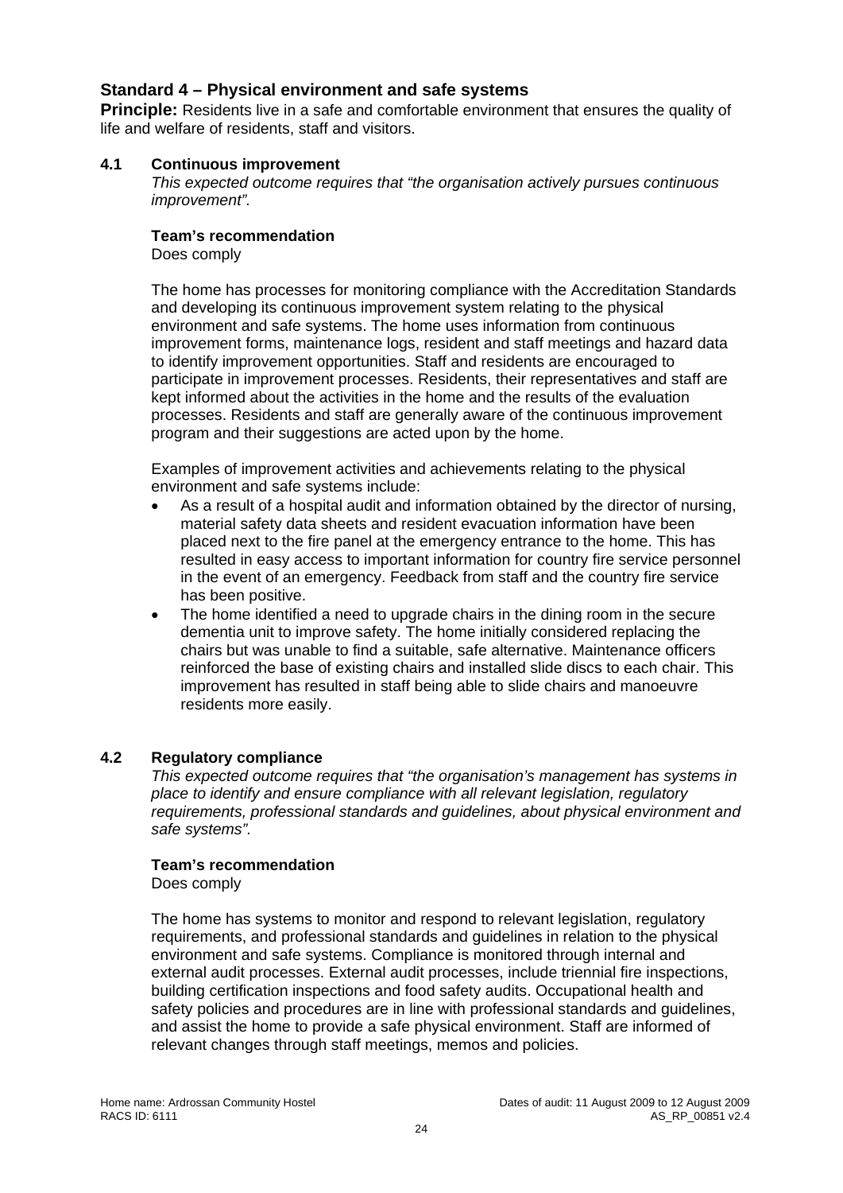## Standard 4 – Physical environment and safe systems

**Principle:** Residents live in a safe and comfortable environment that ensures the quality of life and welfare of residents, staff and visitors.

### 4.1 Continuous improvement

*This expected outcome requires that "the organisation actively pursues continuous improvement".*

**Team's recommendation**

Does comply

The home has processes for monitoring compliance with the Accreditation Standards and developing its continuous improvement system relating to the physical environment and safe systems. The home uses information from continuous improvement forms, maintenance logs, resident and staff meetings and hazard data to identify improvement opportunities. Staff and residents are encouraged to participate in improvement processes. Residents, their representatives and staff are kept informed about the activities in the home and the results of the evaluation processes. Residents and staff are generally aware of the continuous improvement program and their suggestions are acted upon by the home.

Examples of improvement activities and achievements relating to the physical environment and safe systems include:

- As a result of a hospital audit and information obtained by the director of nursing, material safety data sheets and resident evacuation information have been placed next to the fire panel at the emergency entrance to the home. This has resulted in easy access to important information for country fire service personnel in the event of an emergency. Feedback from staff and the country fire service has been positive.
- The home identified a need to upgrade chairs in the dining room in the secure dementia unit to improve safety. The home initially considered replacing the chairs but was unable to find a suitable, safe alternative. Maintenance officers reinforced the base of existing chairs and installed slide discs to each chair. This improvement has resulted in staff being able to slide chairs and manoeuvre residents more easily.

### 4.2 Regulatory compliance

*This expected outcome requires that "the organisation's management has systems in place to identify and ensure compliance with all relevant legislation, regulatory requirements, professional standards and guidelines, about physical environment and safe systems".*

**Team's recommendation**

Does comply

The home has systems to monitor and respond to relevant legislation, regulatory requirements, and professional standards and guidelines in relation to the physical environment and safe systems. Compliance is monitored through internal and external audit processes. External audit processes, include triennial fire inspections, building certification inspections and food safety audits. Occupational health and safety policies and procedures are in line with professional standards and guidelines, and assist the home to provide a safe physical environment. Staff are informed of relevant changes through staff meetings, memos and policies.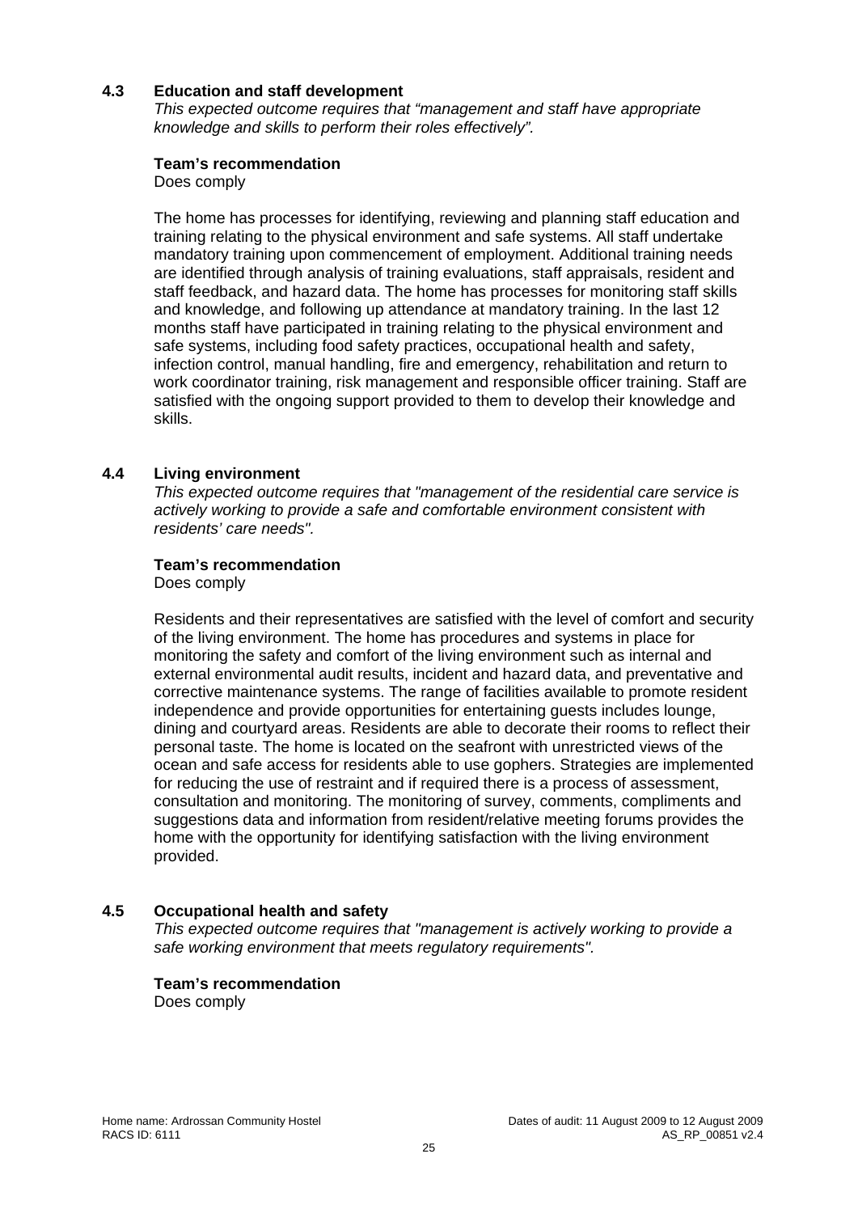### 4.3 Education and staff development

*This expected outcome requires that "management and staff have appropriate knowledge and skills to perform their roles effectively".*

**Team's recommendation**

Does comply

The home has processes for identifying, reviewing and planning staff education and training relating to the physical environment and safe systems. All staff undertake mandatory training upon commencement of employment. Additional training needs are identified through analysis of training evaluations, staff appraisals, resident and staff feedback, and hazard data. The home has processes for monitoring staff skills and knowledge, and following up attendance at mandatory training. In the last 12 months staff have participated in training relating to the physical environment and safe systems, including food safety practices, occupational health and safety, infection control, manual handling, fire and emergency, rehabilitation and return to work coordinator training, risk management and responsible officer training. Staff are satisfied with the ongoing support provided to them to develop their knowledge and skills.

### 4.4 Living environment

*This expected outcome requires that "management of the residential care service is actively working to provide a safe and comfortable environment consistent with residents' care needs".*

**Team's recommendation**

Does comply

Residents and their representatives are satisfied with the level of comfort and security of the living environment. The home has procedures and systems in place for monitoring the safety and comfort of the living environment such as internal and external environmental audit results, incident and hazard data, and preventative and corrective maintenance systems. The range of facilities available to promote resident independence and provide opportunities for entertaining guests includes lounge, dining and courtyard areas. Residents are able to decorate their rooms to reflect their personal taste. The home is located on the seafront with unrestricted views of the ocean and safe access for residents able to use gophers. Strategies are implemented for reducing the use of restraint and if required there is a process of assessment, consultation and monitoring. The monitoring of survey, comments, compliments and suggestions data and information from resident/relative meeting forums provides the home with the opportunity for identifying satisfaction with the living environment provided.

### 4.5 Occupational health and safety

*This expected outcome requires that "management is actively working to provide a safe working environment that meets regulatory requirements".*

**Team's recommendation**

Does comply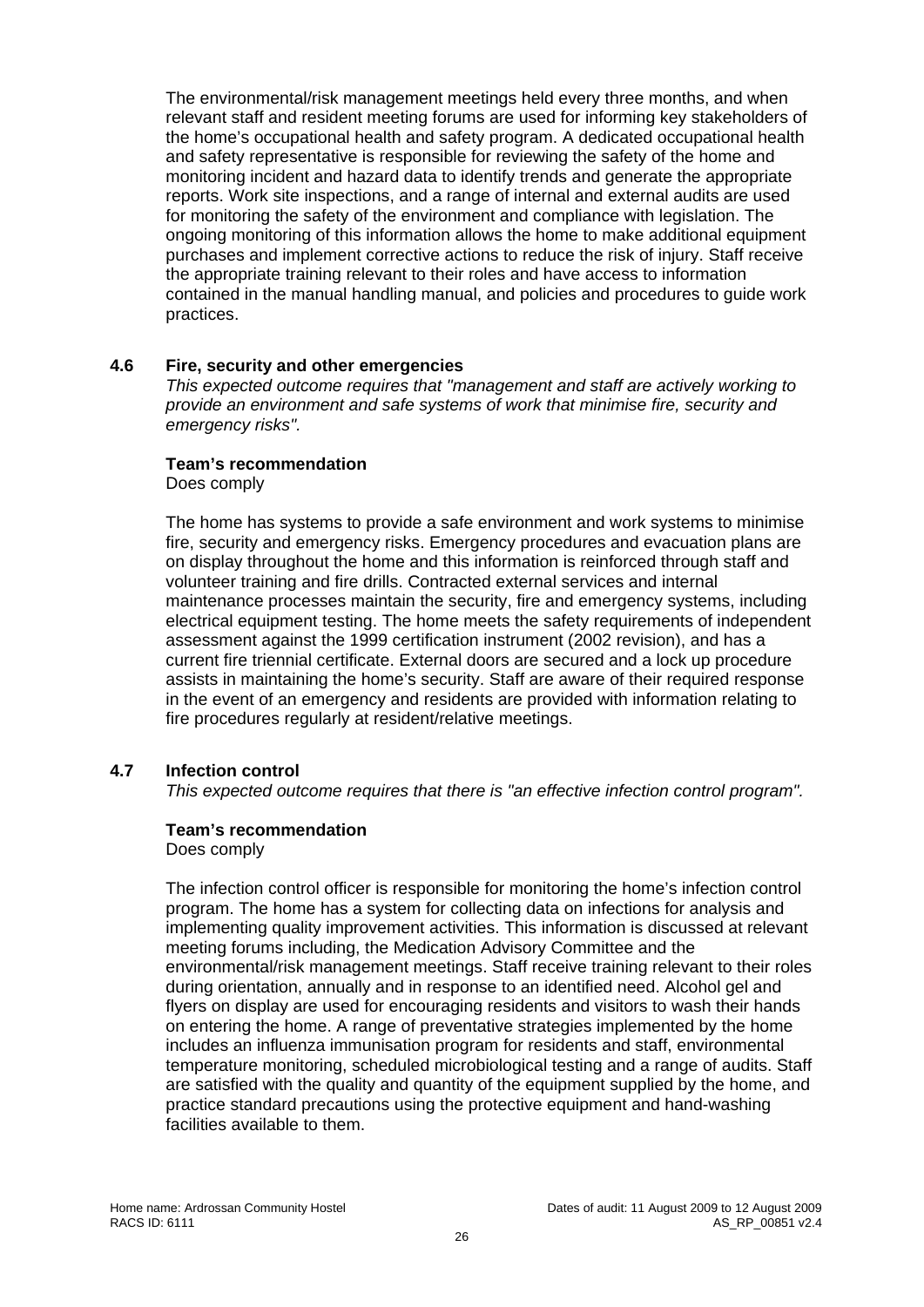The environmental/risk management meetings held every three months, and when relevant staff and resident meeting forums are used for informing key stakeholders of the home's occupational health and safety program. A dedicated occupational health and safety representative is responsible for reviewing the safety of the home and monitoring incident and hazard data to identify trends and generate the appropriate reports. Work site inspections, and a range of internal and external audits are used for monitoring the safety of the environment and compliance with legislation. The ongoing monitoring of this information allows the home to make additional equipment purchases and implement corrective actions to reduce the risk of injury. Staff receive the appropriate training relevant to their roles and have access to information contained in the manual handling manual, and policies and procedures to guide work practices.

### 4.6 Fire, security and other emergencies

*This expected outcome requires that "management and staff are actively working to provide an environment and safe systems of work that minimise fire, security and emergency risks".*

**Team's recommendation**

Does comply

The home has systems to provide a safe environment and work systems to minimise fire, security and emergency risks. Emergency procedures and evacuation plans are on display throughout the home and this information is reinforced through staff and volunteer training and fire drills. Contracted external services and internal maintenance processes maintain the security, fire and emergency systems, including electrical equipment testing. The home meets the safety requirements of independent assessment against the 1999 certification instrument (2002 revision), and has a current fire triennial certificate. External doors are secured and a lock up procedure assists in maintaining the home's security. Staff are aware of their required response in the event of an emergency and residents are provided with information relating to fire procedures regularly at resident/relative meetings.

### 4.7 Infection control

*This expected outcome requires that there is "an effective infection control program".*

**Team's recommendation**

Does comply

The infection control officer is responsible for monitoring the home's infection control program. The home has a system for collecting data on infections for analysis and implementing quality improvement activities. This information is discussed at relevant meeting forums including, the Medication Advisory Committee and the environmental/risk management meetings. Staff receive training relevant to their roles during orientation, annually and in response to an identified need. Alcohol gel and flyers on display are used for encouraging residents and visitors to wash their hands on entering the home. A range of preventative strategies implemented by the home includes an influenza immunisation program for residents and staff, environmental temperature monitoring, scheduled microbiological testing and a range of audits. Staff are satisfied with the quality and quantity of the equipment supplied by the home, and practice standard precautions using the protective equipment and hand-washing facilities available to them.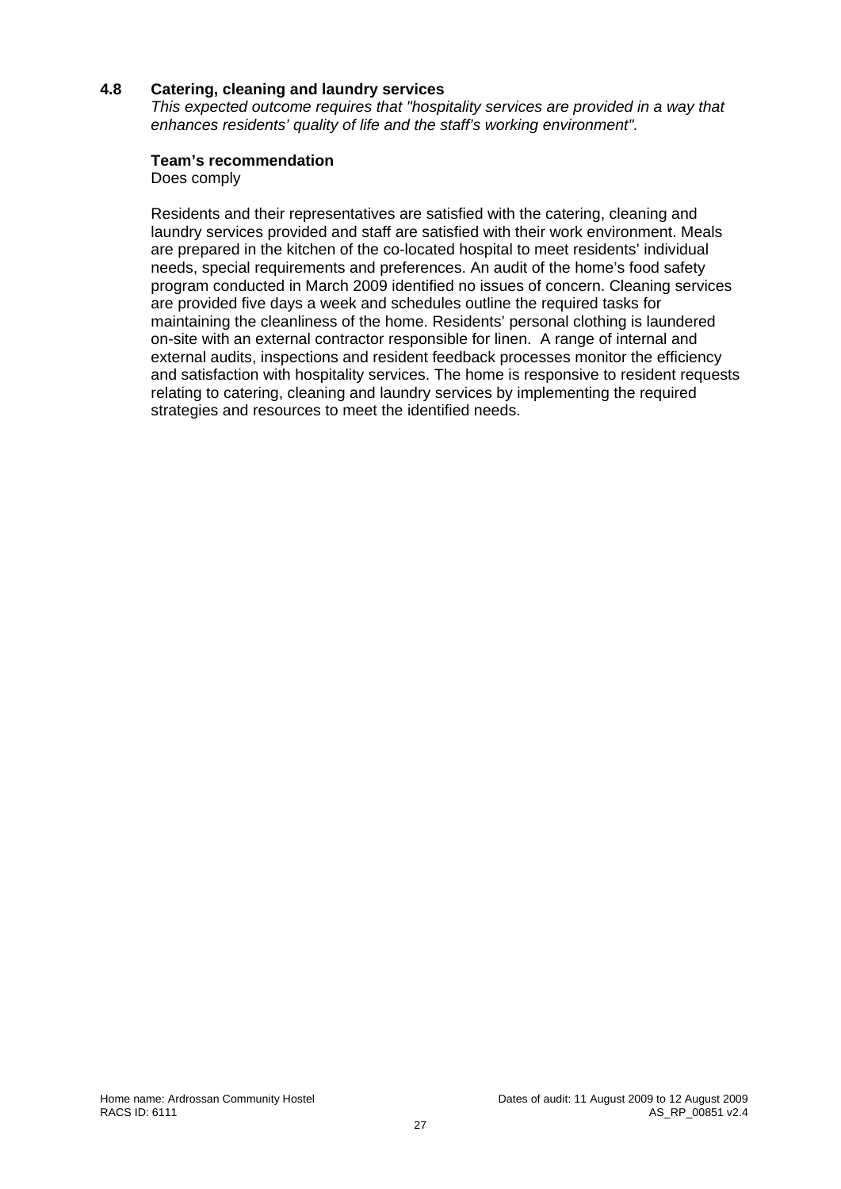### 4.8 Catering, cleaning and laundry services

*This expected outcome requires that "hospitality services are provided in a way that enhances residents' quality of life and the staff's working environment".*

**Team's recommendation**

Does comply

Residents and their representatives are satisfied with the catering, cleaning and laundry services provided and staff are satisfied with their work environment. Meals are prepared in the kitchen of the co-located hospital to meet residents' individual needs, special requirements and preferences. An audit of the home's food safety program conducted in March 2009 identified no issues of concern. Cleaning services are provided five days a week and schedules outline the required tasks for maintaining the cleanliness of the home. Residents' personal clothing is laundered on-site with an external contractor responsible for linen. A range of internal and external audits, inspections and resident feedback processes monitor the efficiency and satisfaction with hospitality services. The home is responsive to resident requests relating to catering, cleaning and laundry services by implementing the required strategies and resources to meet the identified needs.